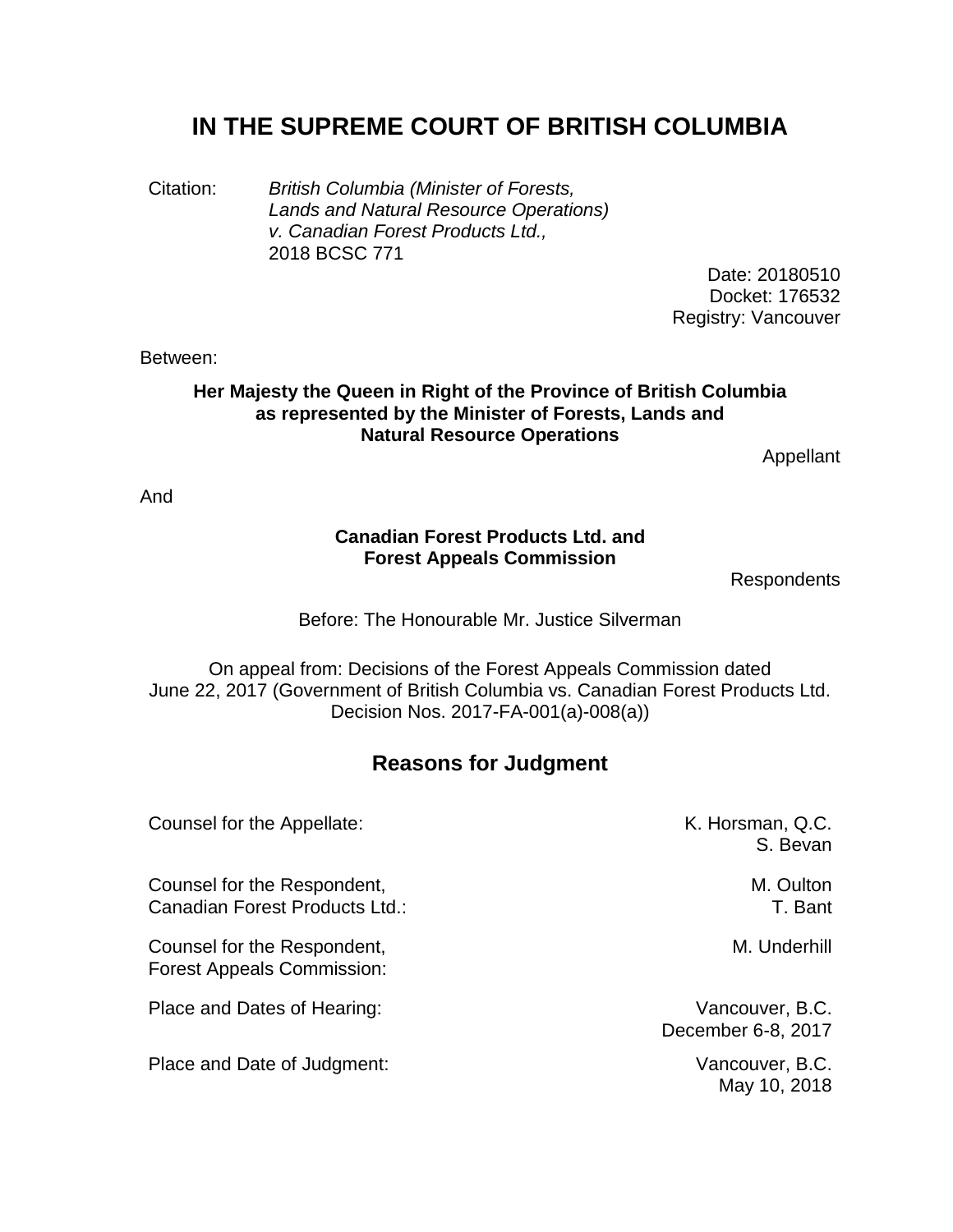# IN THE SUPREME COURT OF BRITISH COLUMBIA

Citation: *British Columbia (Minister of Forests, Lands and Natural Resource Operations) v. Canadian Forest Products Ltd.,* 2018 BCSC 771

Date: 20180510
Docket: 176532
Registry: Vancouver

Between:

**Her Majesty the Queen in Right of the Province of British Columbia as represented by the Minister of Forests, Lands and Natural Resource Operations**

Appellant

And

**Canadian Forest Products Ltd. and Forest Appeals Commission**

Respondents

Before: The Honourable Mr. Justice Silverman

On appeal from: Decisions of the Forest Appeals Commission dated June 22, 2017 (Government of British Columbia vs. Canadian Forest Products Ltd. Decision Nos. 2017-FA-001(a)-008(a))

## Reasons for Judgment

| | |
|---|---|
| Counsel for the Appellate: | K. Horsman, Q.C.<br>S. Bevan |
| Counsel for the Respondent,<br>Canadian Forest Products Ltd.: | M. Oulton<br>T. Bant |
| Counsel for the Respondent,<br>Forest Appeals Commission: | M. Underhill |
| Place and Dates of Hearing: | Vancouver, B.C.<br>December 6-8, 2017 |
| Place and Date of Judgment: | Vancouver, B.C.<br>May 10, 2018 |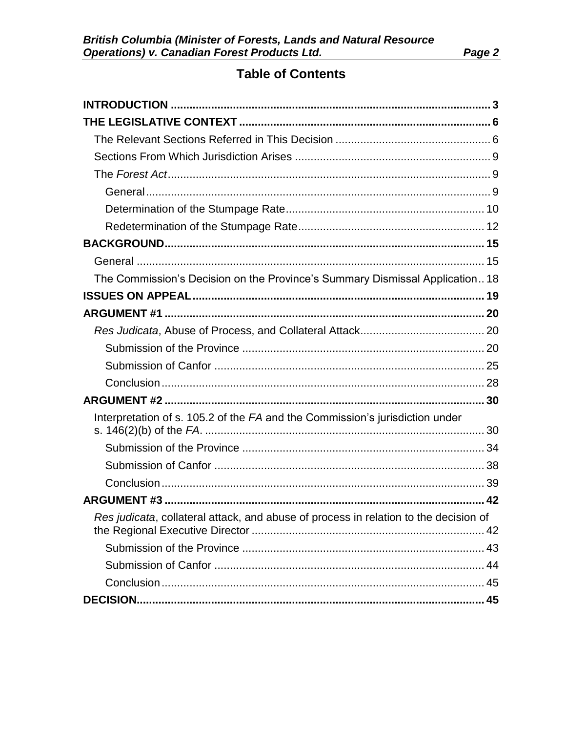# Table of Contents

**INTRODUCTION** ..... 3

**THE LEGISLATIVE CONTEXT** ..... 6

- The Relevant Sections Referred in This Decision ..... 6
- Sections From Which Jurisdiction Arises ..... 9
- The *Forest Act* ..... 9
  - General ..... 9
  - Determination of the Stumpage Rate ..... 10
  - Redetermination of the Stumpage Rate ..... 12

**BACKGROUND** ..... 15

- General ..... 15
- The Commission's Decision on the Province's Summary Dismissal Application ..... 18

**ISSUES ON APPEAL** ..... 19

**ARGUMENT #1** ..... 20

- *Res Judicata*, Abuse of Process, and Collateral Attack ..... 20
  - Submission of the Province ..... 20
  - Submission of Canfor ..... 25
  - Conclusion ..... 28

**ARGUMENT #2** ..... 30

- Interpretation of s. 105.2 of the *FA* and the Commission's jurisdiction under s. 146(2)(b) of the *FA*. ..... 30
  - Submission of the Province ..... 34
  - Submission of Canfor ..... 38
  - Conclusion ..... 39

**ARGUMENT #3** ..... 42

- *Res judicata*, collateral attack, and abuse of process in relation to the decision of the Regional Executive Director ..... 42
  - Submission of the Province ..... 43
  - Submission of Canfor ..... 44
  - Conclusion ..... 45

**DECISION** ..... 45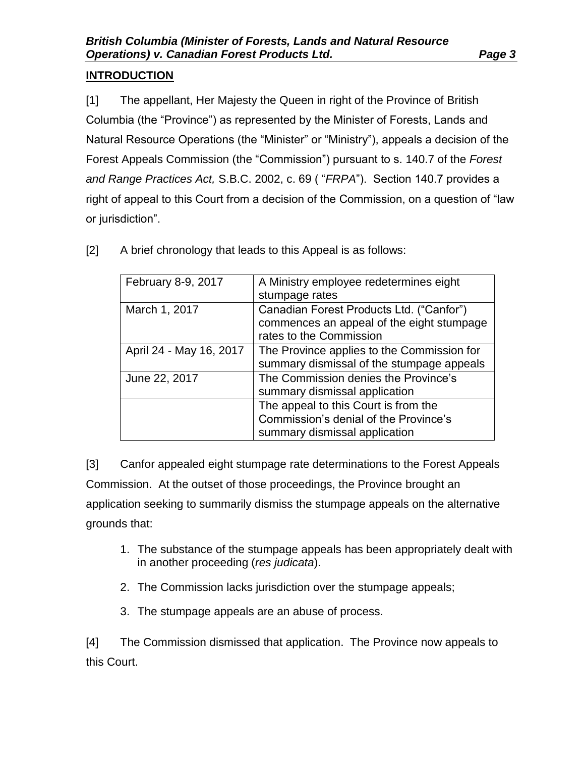## INTRODUCTION

[1] The appellant, Her Majesty the Queen in right of the Province of British Columbia (the "Province") as represented by the Minister of Forests, Lands and Natural Resource Operations (the "Minister" or "Ministry"), appeals a decision of the Forest Appeals Commission (the "Commission") pursuant to s. 140.7 of the *Forest and Range Practices Act,* S.B.C. 2002, c. 69 ( "*FRPA*"). Section 140.7 provides a right of appeal to this Court from a decision of the Commission, on a question of "law or jurisdiction".

[2] A brief chronology that leads to this Appeal is as follows:

| | |
|---|---|
| February 8-9, 2017 | A Ministry employee redetermines eight stumpage rates |
| March 1, 2017 | Canadian Forest Products Ltd. ("Canfor") commences an appeal of the eight stumpage rates to the Commission |
| April 24 - May 16, 2017 | The Province applies to the Commission for summary dismissal of the stumpage appeals |
| June 22, 2017 | The Commission denies the Province's summary dismissal application |
| | The appeal to this Court is from the Commission's denial of the Province's summary dismissal application |

[3] Canfor appealed eight stumpage rate determinations to the Forest Appeals Commission. At the outset of those proceedings, the Province brought an application seeking to summarily dismiss the stumpage appeals on the alternative grounds that:

1. The substance of the stumpage appeals has been appropriately dealt with in another proceeding (*res judicata*).
2. The Commission lacks jurisdiction over the stumpage appeals;
3. The stumpage appeals are an abuse of process.

[4] The Commission dismissed that application. The Province now appeals to this Court.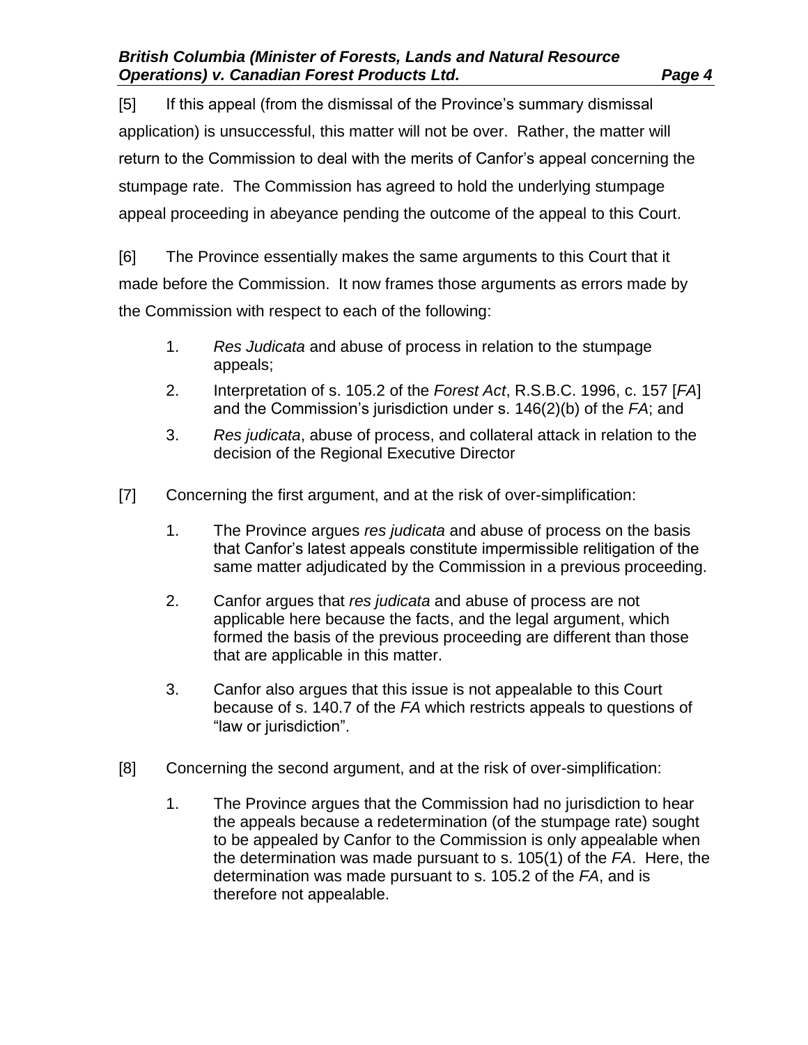[5] If this appeal (from the dismissal of the Province's summary dismissal application) is unsuccessful, this matter will not be over. Rather, the matter will return to the Commission to deal with the merits of Canfor's appeal concerning the stumpage rate. The Commission has agreed to hold the underlying stumpage appeal proceeding in abeyance pending the outcome of the appeal to this Court.

[6] The Province essentially makes the same arguments to this Court that it made before the Commission. It now frames those arguments as errors made by the Commission with respect to each of the following:

1. *Res Judicata* and abuse of process in relation to the stumpage appeals;
2. Interpretation of s. 105.2 of the *Forest Act*, R.S.B.C. 1996, c. 157 [*FA*] and the Commission's jurisdiction under s. 146(2)(b) of the *FA*; and
3. *Res judicata*, abuse of process, and collateral attack in relation to the decision of the Regional Executive Director

[7] Concerning the first argument, and at the risk of over-simplification:

1. The Province argues *res judicata* and abuse of process on the basis that Canfor's latest appeals constitute impermissible relitigation of the same matter adjudicated by the Commission in a previous proceeding.
2. Canfor argues that *res judicata* and abuse of process are not applicable here because the facts, and the legal argument, which formed the basis of the previous proceeding are different than those that are applicable in this matter.
3. Canfor also argues that this issue is not appealable to this Court because of s. 140.7 of the *FA* which restricts appeals to questions of "law or jurisdiction".

[8] Concerning the second argument, and at the risk of over-simplification:

1. The Province argues that the Commission had no jurisdiction to hear the appeals because a redetermination (of the stumpage rate) sought to be appealed by Canfor to the Commission is only appealable when the determination was made pursuant to s. 105(1) of the *FA*. Here, the determination was made pursuant to s. 105.2 of the *FA*, and is therefore not appealable.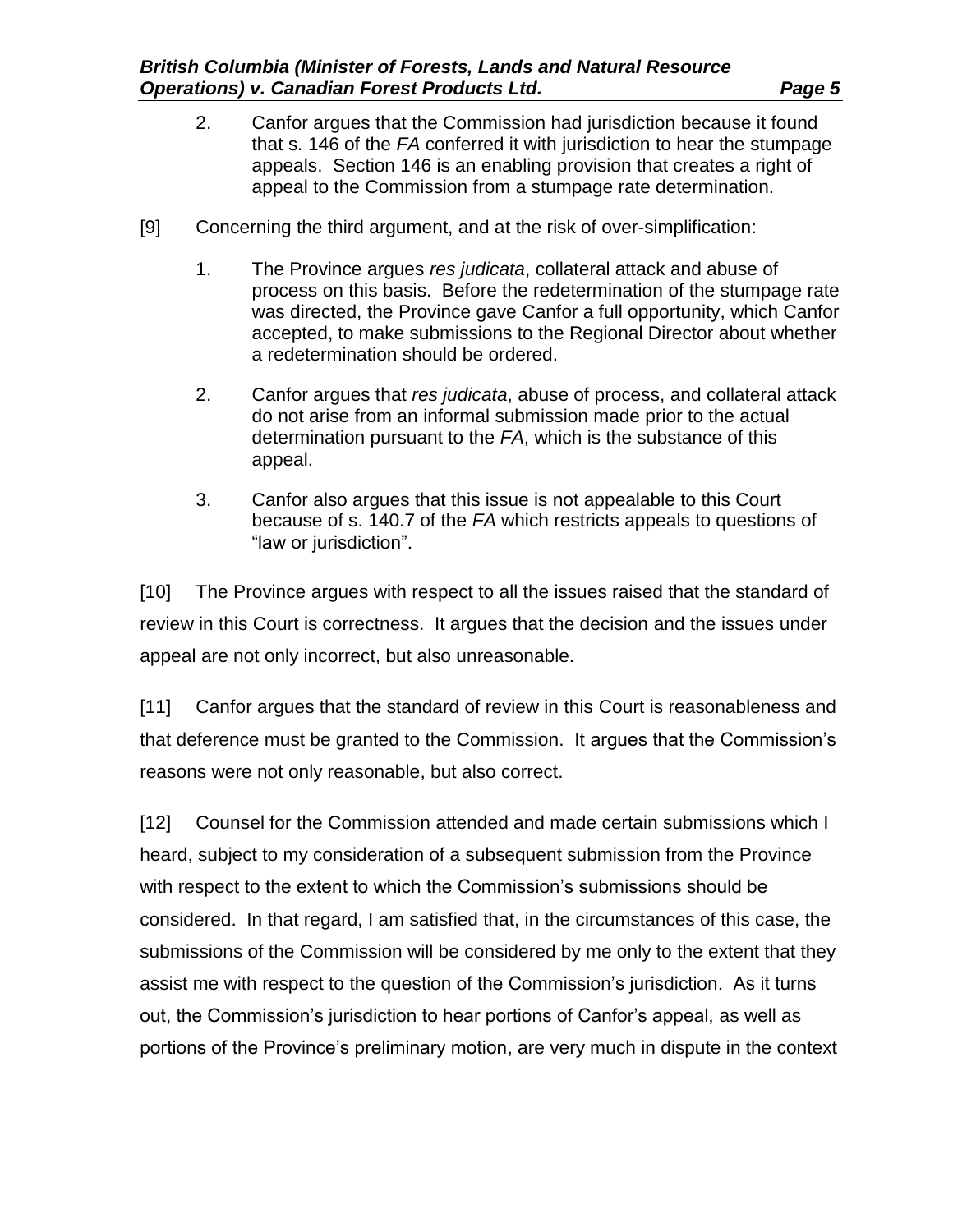2. Canfor argues that the Commission had jurisdiction because it found that s. 146 of the *FA* conferred it with jurisdiction to hear the stumpage appeals. Section 146 is an enabling provision that creates a right of appeal to the Commission from a stumpage rate determination.

[9] Concerning the third argument, and at the risk of over-simplification:

1. The Province argues *res judicata*, collateral attack and abuse of process on this basis. Before the redetermination of the stumpage rate was directed, the Province gave Canfor a full opportunity, which Canfor accepted, to make submissions to the Regional Director about whether a redetermination should be ordered.

2. Canfor argues that *res judicata*, abuse of process, and collateral attack do not arise from an informal submission made prior to the actual determination pursuant to the *FA*, which is the substance of this appeal.

3. Canfor also argues that this issue is not appealable to this Court because of s. 140.7 of the *FA* which restricts appeals to questions of "law or jurisdiction".

[10] The Province argues with respect to all the issues raised that the standard of review in this Court is correctness. It argues that the decision and the issues under appeal are not only incorrect, but also unreasonable.

[11] Canfor argues that the standard of review in this Court is reasonableness and that deference must be granted to the Commission. It argues that the Commission's reasons were not only reasonable, but also correct.

[12] Counsel for the Commission attended and made certain submissions which I heard, subject to my consideration of a subsequent submission from the Province with respect to the extent to which the Commission's submissions should be considered. In that regard, I am satisfied that, in the circumstances of this case, the submissions of the Commission will be considered by me only to the extent that they assist me with respect to the question of the Commission's jurisdiction. As it turns out, the Commission's jurisdiction to hear portions of Canfor's appeal, as well as portions of the Province's preliminary motion, are very much in dispute in the context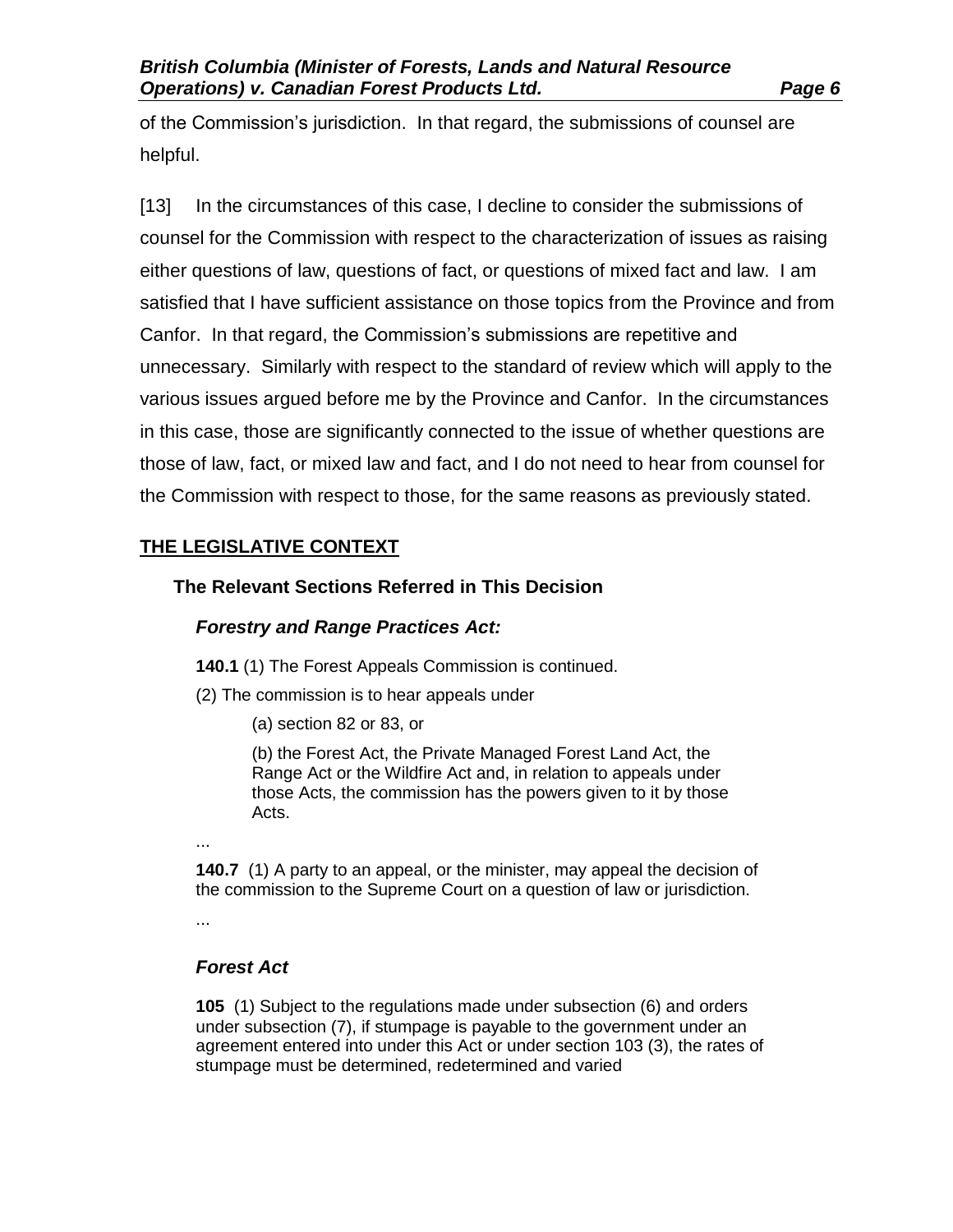of the Commission's jurisdiction. In that regard, the submissions of counsel are helpful.

[13] In the circumstances of this case, I decline to consider the submissions of counsel for the Commission with respect to the characterization of issues as raising either questions of law, questions of fact, or questions of mixed fact and law. I am satisfied that I have sufficient assistance on those topics from the Province and from Canfor. In that regard, the Commission's submissions are repetitive and unnecessary. Similarly with respect to the standard of review which will apply to the various issues argued before me by the Province and Canfor. In the circumstances in this case, those are significantly connected to the issue of whether questions are those of law, fact, or mixed law and fact, and I do not need to hear from counsel for the Commission with respect to those, for the same reasons as previously stated.

## THE LEGISLATIVE CONTEXT

### The Relevant Sections Referred in This Decision

#### *Forestry and Range Practices Act:*

**140.1** (1) The Forest Appeals Commission is continued.

(2) The commission is to hear appeals under

(a) section 82 or 83, or

(b) the Forest Act, the Private Managed Forest Land Act, the Range Act or the Wildfire Act and, in relation to appeals under those Acts, the commission has the powers given to it by those Acts.

...

**140.7** (1) A party to an appeal, or the minister, may appeal the decision of the commission to the Supreme Court on a question of law or jurisdiction.

...

#### *Forest Act*

**105** (1) Subject to the regulations made under subsection (6) and orders under subsection (7), if stumpage is payable to the government under an agreement entered into under this Act or under section 103 (3), the rates of stumpage must be determined, redetermined and varied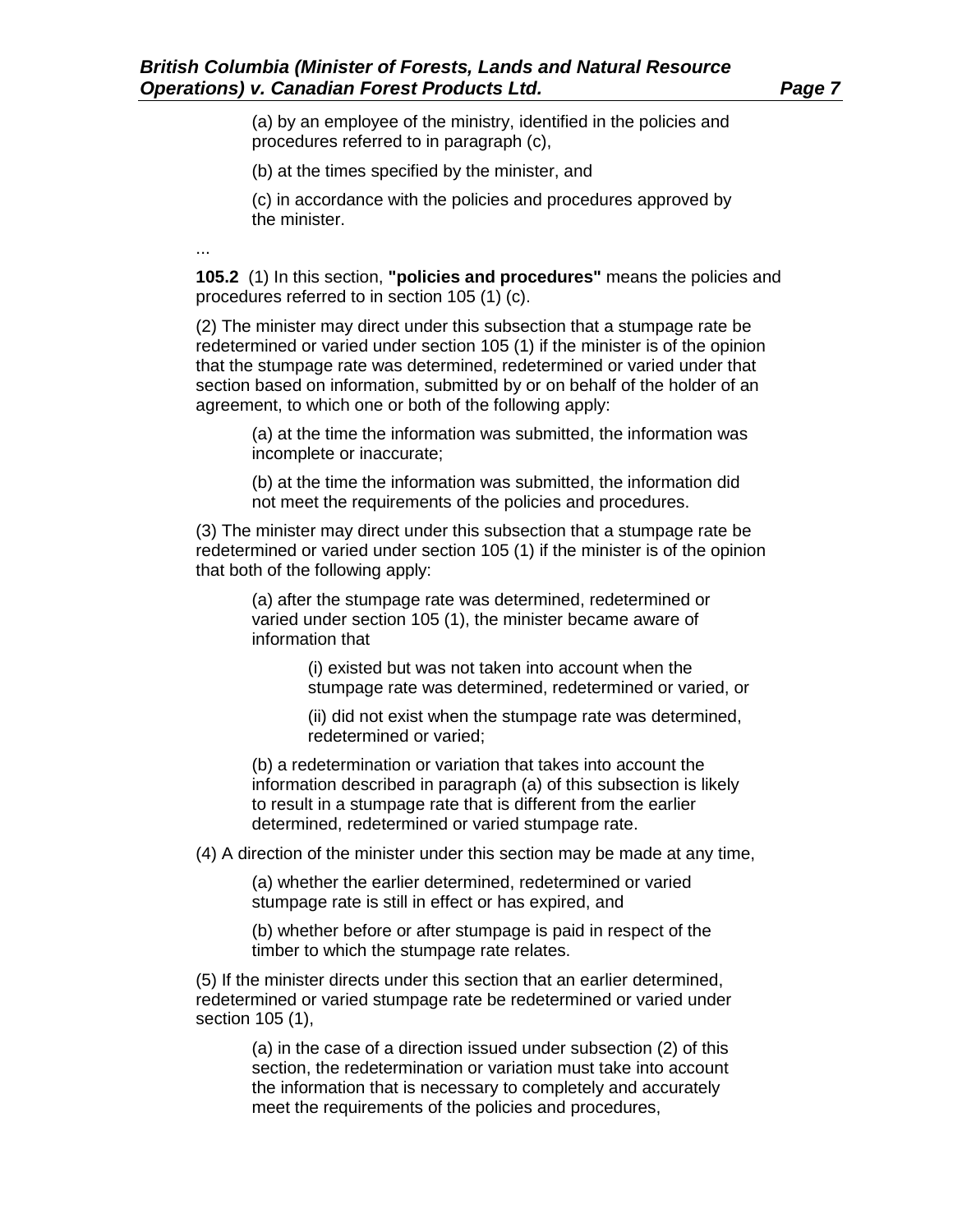(a) by an employee of the ministry, identified in the policies and procedures referred to in paragraph (c),

(b) at the times specified by the minister, and

(c) in accordance with the policies and procedures approved by the minister.

...

**105.2** (1) In this section, **"policies and procedures"** means the policies and procedures referred to in section 105 (1) (c).

(2) The minister may direct under this subsection that a stumpage rate be redetermined or varied under section 105 (1) if the minister is of the opinion that the stumpage rate was determined, redetermined or varied under that section based on information, submitted by or on behalf of the holder of an agreement, to which one or both of the following apply:

(a) at the time the information was submitted, the information was incomplete or inaccurate;

(b) at the time the information was submitted, the information did not meet the requirements of the policies and procedures.

(3) The minister may direct under this subsection that a stumpage rate be redetermined or varied under section 105 (1) if the minister is of the opinion that both of the following apply:

(a) after the stumpage rate was determined, redetermined or varied under section 105 (1), the minister became aware of information that

(i) existed but was not taken into account when the stumpage rate was determined, redetermined or varied, or

(ii) did not exist when the stumpage rate was determined, redetermined or varied;

(b) a redetermination or variation that takes into account the information described in paragraph (a) of this subsection is likely to result in a stumpage rate that is different from the earlier determined, redetermined or varied stumpage rate.

(4) A direction of the minister under this section may be made at any time,

(a) whether the earlier determined, redetermined or varied stumpage rate is still in effect or has expired, and

(b) whether before or after stumpage is paid in respect of the timber to which the stumpage rate relates.

(5) If the minister directs under this section that an earlier determined, redetermined or varied stumpage rate be redetermined or varied under section 105 (1),

(a) in the case of a direction issued under subsection (2) of this section, the redetermination or variation must take into account the information that is necessary to completely and accurately meet the requirements of the policies and procedures,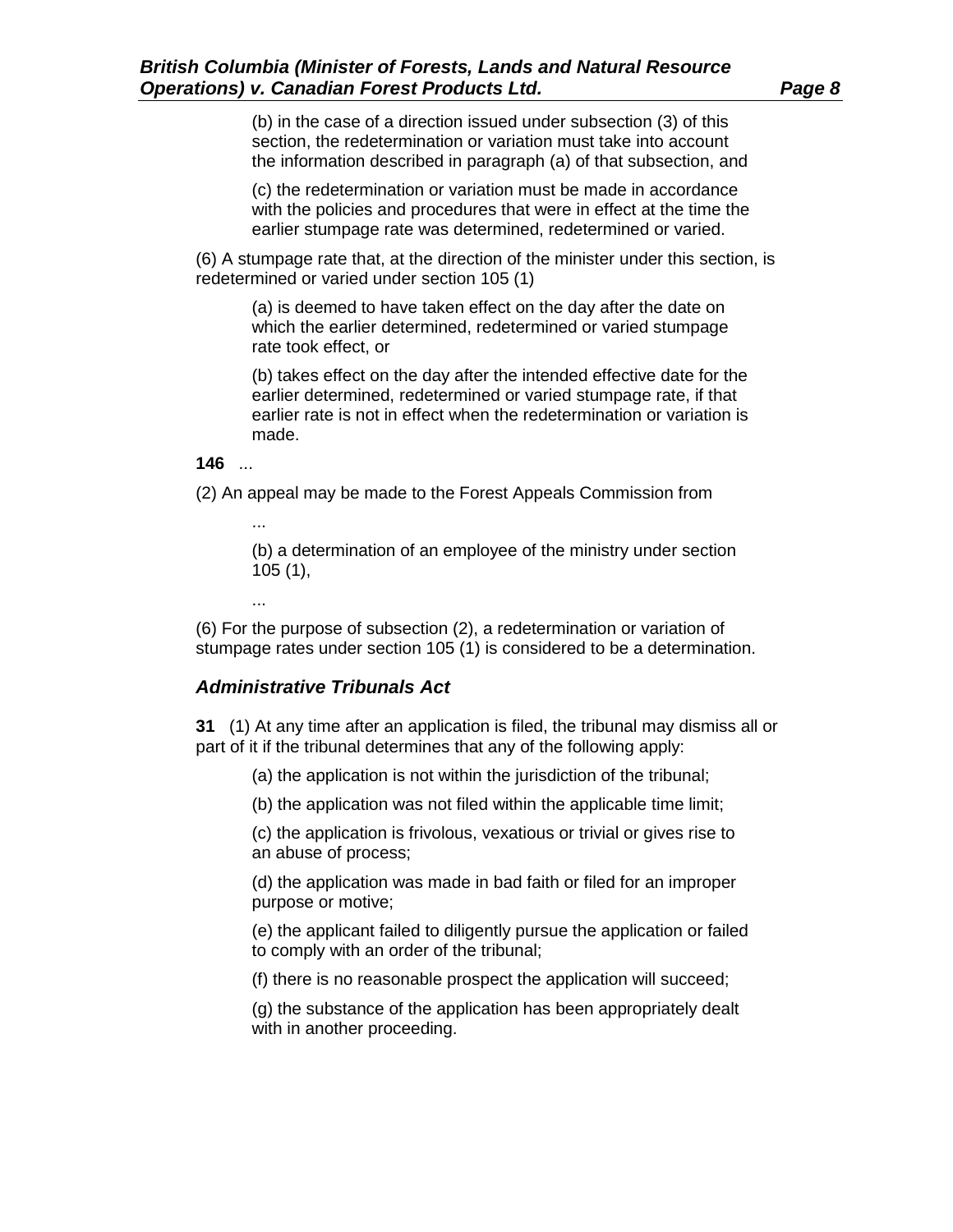(b) in the case of a direction issued under subsection (3) of this section, the redetermination or variation must take into account the information described in paragraph (a) of that subsection, and

(c) the redetermination or variation must be made in accordance with the policies and procedures that were in effect at the time the earlier stumpage rate was determined, redetermined or varied.

(6) A stumpage rate that, at the direction of the minister under this section, is redetermined or varied under section 105 (1)

(a) is deemed to have taken effect on the day after the date on which the earlier determined, redetermined or varied stumpage rate took effect, or

(b) takes effect on the day after the intended effective date for the earlier determined, redetermined or varied stumpage rate, if that earlier rate is not in effect when the redetermination or variation is made.

**146** ...

(2) An appeal may be made to the Forest Appeals Commission from

...

(b) a determination of an employee of the ministry under section 105 (1),

...

(6) For the purpose of subsection (2), a redetermination or variation of stumpage rates under section 105 (1) is considered to be a determination.

### *Administrative Tribunals Act*

**31** (1) At any time after an application is filed, the tribunal may dismiss all or part of it if the tribunal determines that any of the following apply:

(a) the application is not within the jurisdiction of the tribunal;

(b) the application was not filed within the applicable time limit;

(c) the application is frivolous, vexatious or trivial or gives rise to an abuse of process;

(d) the application was made in bad faith or filed for an improper purpose or motive;

(e) the applicant failed to diligently pursue the application or failed to comply with an order of the tribunal;

(f) there is no reasonable prospect the application will succeed;

(g) the substance of the application has been appropriately dealt with in another proceeding.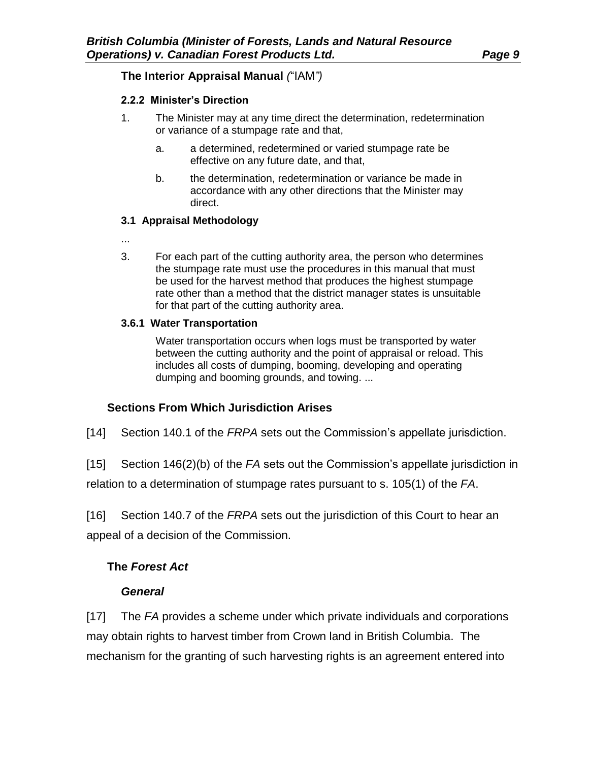**The Interior Appraisal Manual** *(*"IAM*")*

**2.2.2 Minister's Direction**

1. The Minister may at any time direct the determination, redetermination or variance of a stumpage rate and that,

   a. a determined, redetermined or varied stumpage rate be effective on any future date, and that,

   b. the determination, redetermination or variance be made in accordance with any other directions that the Minister may direct.

**3.1 Appraisal Methodology**

...

3. For each part of the cutting authority area, the person who determines the stumpage rate must use the procedures in this manual that must be used for the harvest method that produces the highest stumpage rate other than a method that the district manager states is unsuitable for that part of the cutting authority area.

**3.6.1 Water Transportation**

> Water transportation occurs when logs must be transported by water between the cutting authority and the point of appraisal or reload. This includes all costs of dumping, booming, developing and operating dumping and booming grounds, and towing. ...

## Sections From Which Jurisdiction Arises

[14] Section 140.1 of the *FRPA* sets out the Commission's appellate jurisdiction.

[15] Section 146(2)(b) of the *FA* sets out the Commission's appellate jurisdiction in relation to a determination of stumpage rates pursuant to s. 105(1) of the *FA*.

[16] Section 140.7 of the *FRPA* sets out the jurisdiction of this Court to hear an appeal of a decision of the Commission.

## The *Forest Act*

### *General*

[17] The *FA* provides a scheme under which private individuals and corporations may obtain rights to harvest timber from Crown land in British Columbia. The mechanism for the granting of such harvesting rights is an agreement entered into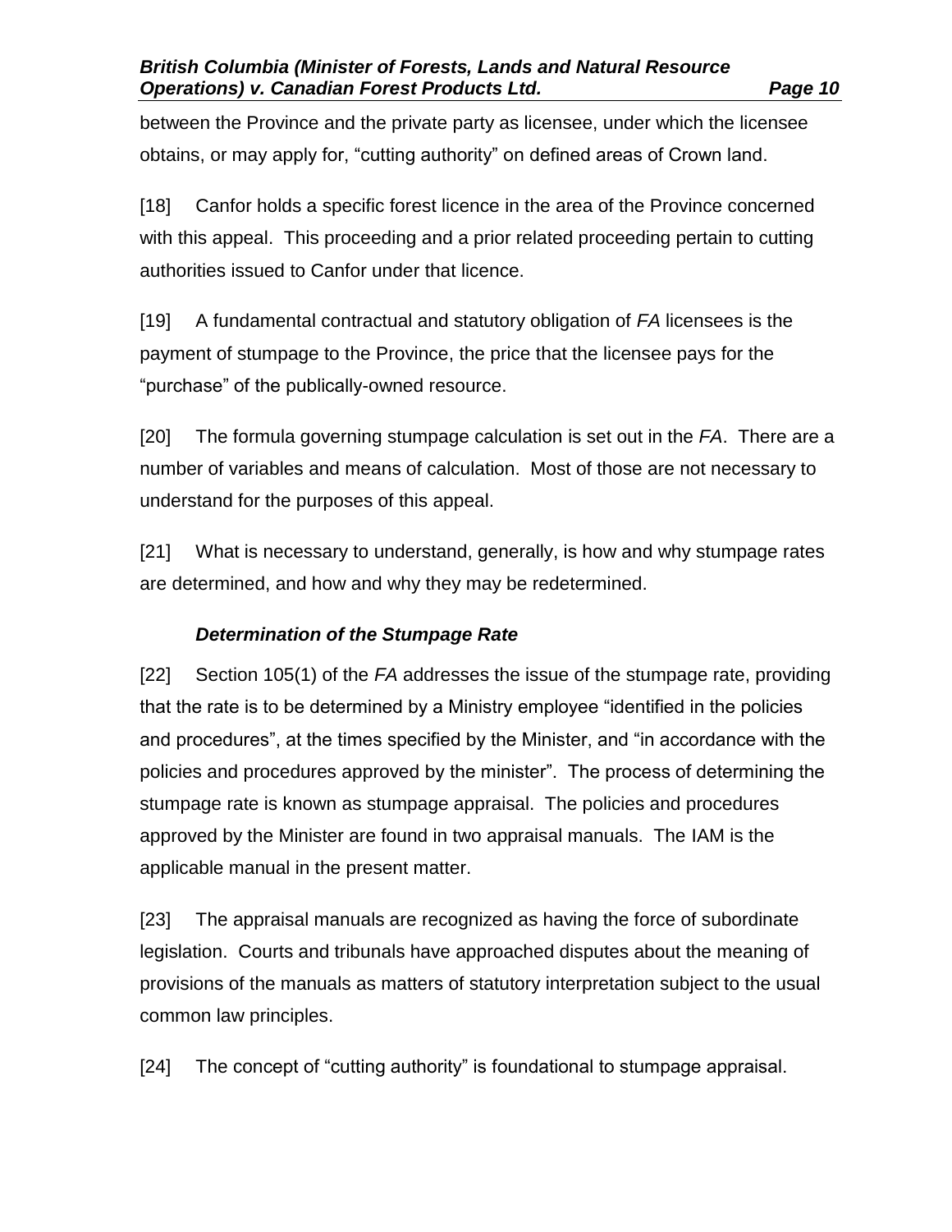between the Province and the private party as licensee, under which the licensee obtains, or may apply for, "cutting authority" on defined areas of Crown land.

[18] Canfor holds a specific forest licence in the area of the Province concerned with this appeal. This proceeding and a prior related proceeding pertain to cutting authorities issued to Canfor under that licence.

[19] A fundamental contractual and statutory obligation of *FA* licensees is the payment of stumpage to the Province, the price that the licensee pays for the "purchase" of the publically-owned resource.

[20] The formula governing stumpage calculation is set out in the *FA*. There are a number of variables and means of calculation. Most of those are not necessary to understand for the purposes of this appeal.

[21] What is necessary to understand, generally, is how and why stumpage rates are determined, and how and why they may be redetermined.

### *Determination of the Stumpage Rate*

[22] Section 105(1) of the *FA* addresses the issue of the stumpage rate, providing that the rate is to be determined by a Ministry employee "identified in the policies and procedures", at the times specified by the Minister, and "in accordance with the policies and procedures approved by the minister". The process of determining the stumpage rate is known as stumpage appraisal. The policies and procedures approved by the Minister are found in two appraisal manuals. The IAM is the applicable manual in the present matter.

[23] The appraisal manuals are recognized as having the force of subordinate legislation. Courts and tribunals have approached disputes about the meaning of provisions of the manuals as matters of statutory interpretation subject to the usual common law principles.

[24] The concept of "cutting authority" is foundational to stumpage appraisal.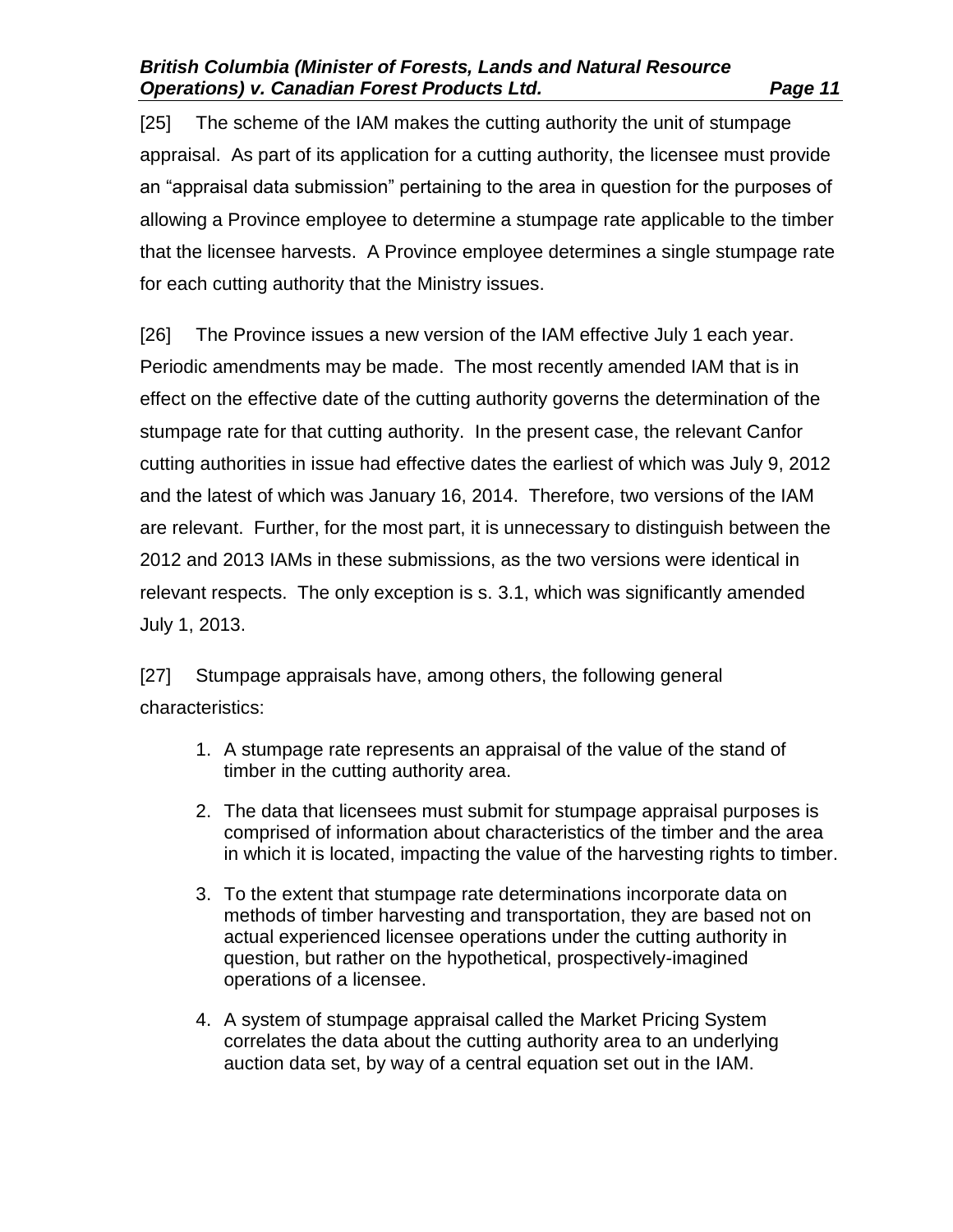[25] The scheme of the IAM makes the cutting authority the unit of stumpage appraisal. As part of its application for a cutting authority, the licensee must provide an "appraisal data submission" pertaining to the area in question for the purposes of allowing a Province employee to determine a stumpage rate applicable to the timber that the licensee harvests. A Province employee determines a single stumpage rate for each cutting authority that the Ministry issues.

[26] The Province issues a new version of the IAM effective July 1 each year. Periodic amendments may be made. The most recently amended IAM that is in effect on the effective date of the cutting authority governs the determination of the stumpage rate for that cutting authority. In the present case, the relevant Canfor cutting authorities in issue had effective dates the earliest of which was July 9, 2012 and the latest of which was January 16, 2014. Therefore, two versions of the IAM are relevant. Further, for the most part, it is unnecessary to distinguish between the 2012 and 2013 IAMs in these submissions, as the two versions were identical in relevant respects. The only exception is s. 3.1, which was significantly amended July 1, 2013.

[27] Stumpage appraisals have, among others, the following general characteristics:

1. A stumpage rate represents an appraisal of the value of the stand of timber in the cutting authority area.
2. The data that licensees must submit for stumpage appraisal purposes is comprised of information about characteristics of the timber and the area in which it is located, impacting the value of the harvesting rights to timber.
3. To the extent that stumpage rate determinations incorporate data on methods of timber harvesting and transportation, they are based not on actual experienced licensee operations under the cutting authority in question, but rather on the hypothetical, prospectively-imagined operations of a licensee.
4. A system of stumpage appraisal called the Market Pricing System correlates the data about the cutting authority area to an underlying auction data set, by way of a central equation set out in the IAM.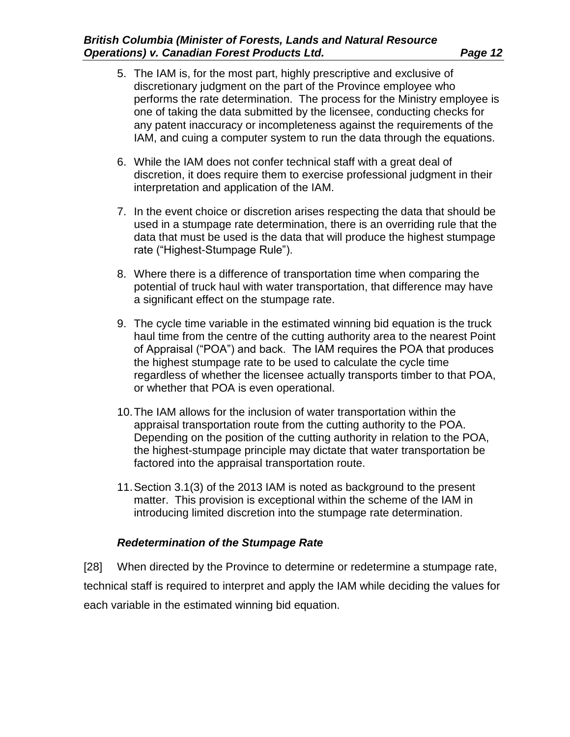5. The IAM is, for the most part, highly prescriptive and exclusive of discretionary judgment on the part of the Province employee who performs the rate determination. The process for the Ministry employee is one of taking the data submitted by the licensee, conducting checks for any patent inaccuracy or incompleteness against the requirements of the IAM, and cuing a computer system to run the data through the equations.

6. While the IAM does not confer technical staff with a great deal of discretion, it does require them to exercise professional judgment in their interpretation and application of the IAM.

7. In the event choice or discretion arises respecting the data that should be used in a stumpage rate determination, there is an overriding rule that the data that must be used is the data that will produce the highest stumpage rate ("Highest-Stumpage Rule").

8. Where there is a difference of transportation time when comparing the potential of truck haul with water transportation, that difference may have a significant effect on the stumpage rate.

9. The cycle time variable in the estimated winning bid equation is the truck haul time from the centre of the cutting authority area to the nearest Point of Appraisal ("POA") and back. The IAM requires the POA that produces the highest stumpage rate to be used to calculate the cycle time regardless of whether the licensee actually transports timber to that POA, or whether that POA is even operational.

10. The IAM allows for the inclusion of water transportation within the appraisal transportation route from the cutting authority to the POA. Depending on the position of the cutting authority in relation to the POA, the highest-stumpage principle may dictate that water transportation be factored into the appraisal transportation route.

11. Section 3.1(3) of the 2013 IAM is noted as background to the present matter. This provision is exceptional within the scheme of the IAM in introducing limited discretion into the stumpage rate determination.

### *Redetermination of the Stumpage Rate*

[28] When directed by the Province to determine or redetermine a stumpage rate, technical staff is required to interpret and apply the IAM while deciding the values for each variable in the estimated winning bid equation.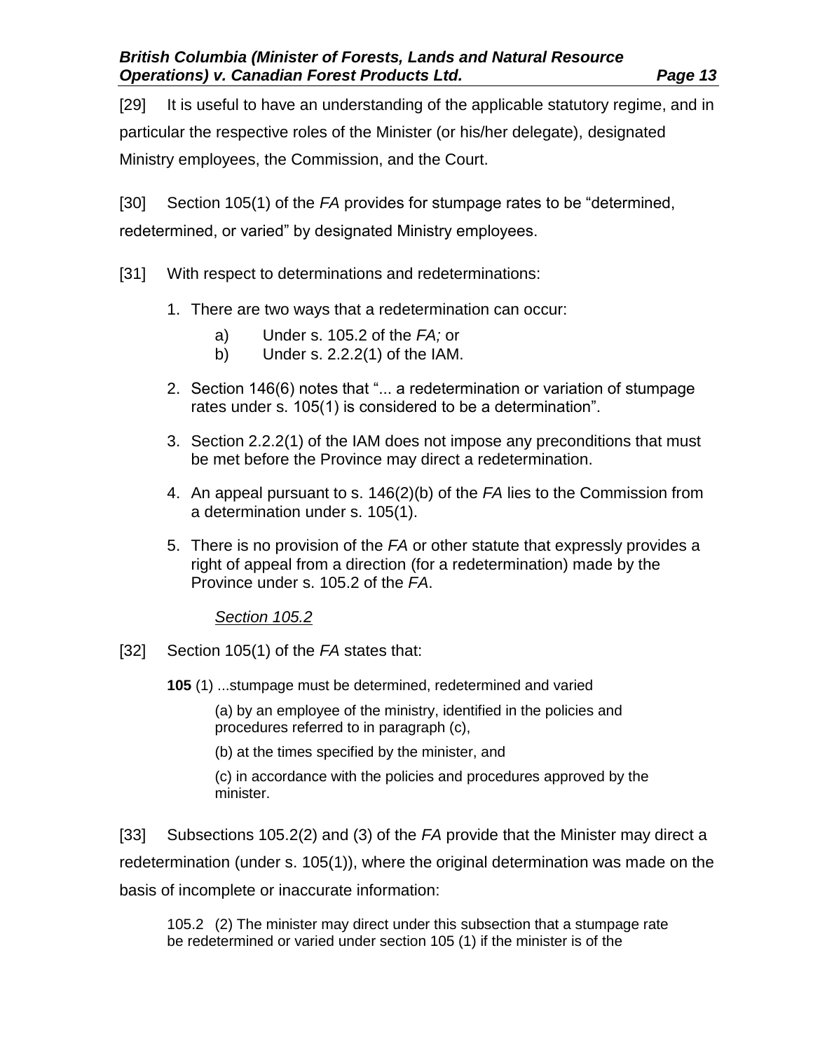[29] It is useful to have an understanding of the applicable statutory regime, and in particular the respective roles of the Minister (or his/her delegate), designated Ministry employees, the Commission, and the Court.

[30] Section 105(1) of the *FA* provides for stumpage rates to be "determined, redetermined, or varied" by designated Ministry employees.

[31] With respect to determinations and redeterminations:

1. There are two ways that a redetermination can occur:
   a) Under s. 105.2 of the *FA;* or
   b) Under s. 2.2.2(1) of the IAM.
2. Section 146(6) notes that "... a redetermination or variation of stumpage rates under s. 105(1) is considered to be a determination".
3. Section 2.2.2(1) of the IAM does not impose any preconditions that must be met before the Province may direct a redetermination.
4. An appeal pursuant to s. 146(2)(b) of the *FA* lies to the Commission from a determination under s. 105(1).
5. There is no provision of the *FA* or other statute that expressly provides a right of appeal from a direction (for a redetermination) made by the Province under s. 105.2 of the *FA*.

*Section 105.2*

[32] Section 105(1) of the *FA* states that:

> **105** (1) ...stumpage must be determined, redetermined and varied
>
> (a) by an employee of the ministry, identified in the policies and procedures referred to in paragraph (c),
>
> (b) at the times specified by the minister, and
>
> (c) in accordance with the policies and procedures approved by the minister.

[33] Subsections 105.2(2) and (3) of the *FA* provide that the Minister may direct a redetermination (under s. 105(1)), where the original determination was made on the basis of incomplete or inaccurate information:

> 105.2 (2) The minister may direct under this subsection that a stumpage rate be redetermined or varied under section 105 (1) if the minister is of the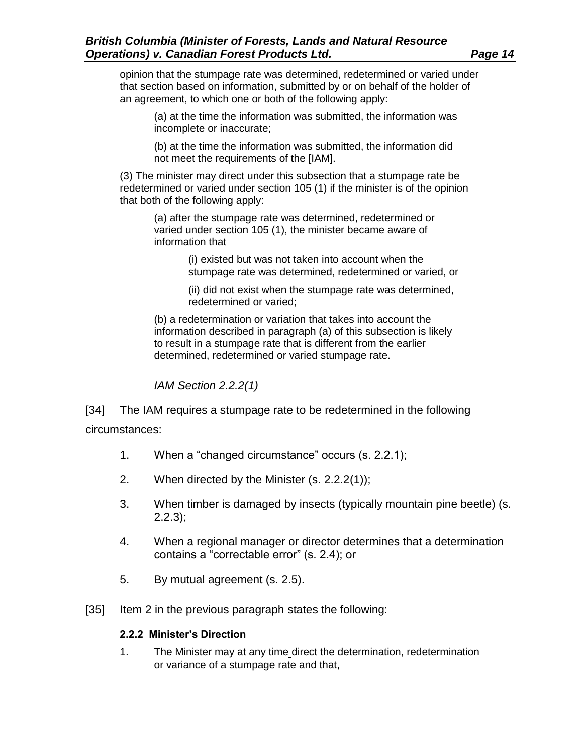opinion that the stumpage rate was determined, redetermined or varied under that section based on information, submitted by or on behalf of the holder of an agreement, to which one or both of the following apply:

(a) at the time the information was submitted, the information was incomplete or inaccurate;

(b) at the time the information was submitted, the information did not meet the requirements of the [IAM].

(3) The minister may direct under this subsection that a stumpage rate be redetermined or varied under section 105 (1) if the minister is of the opinion that both of the following apply:

(a) after the stumpage rate was determined, redetermined or varied under section 105 (1), the minister became aware of information that

(i) existed but was not taken into account when the stumpage rate was determined, redetermined or varied, or

(ii) did not exist when the stumpage rate was determined, redetermined or varied;

(b) a redetermination or variation that takes into account the information described in paragraph (a) of this subsection is likely to result in a stumpage rate that is different from the earlier determined, redetermined or varied stumpage rate.

*IAM Section 2.2.2(1)*

[34] The IAM requires a stumpage rate to be redetermined in the following circumstances:

1. When a "changed circumstance" occurs (s. 2.2.1);
2. When directed by the Minister (s. 2.2.2(1));
3. When timber is damaged by insects (typically mountain pine beetle) (s. 2.2.3);
4. When a regional manager or director determines that a determination contains a "correctable error" (s. 2.4); or
5. By mutual agreement (s. 2.5).

[35] Item 2 in the previous paragraph states the following:

**2.2.2 Minister's Direction**

1. The Minister may at any time direct the determination, redetermination or variance of a stumpage rate and that,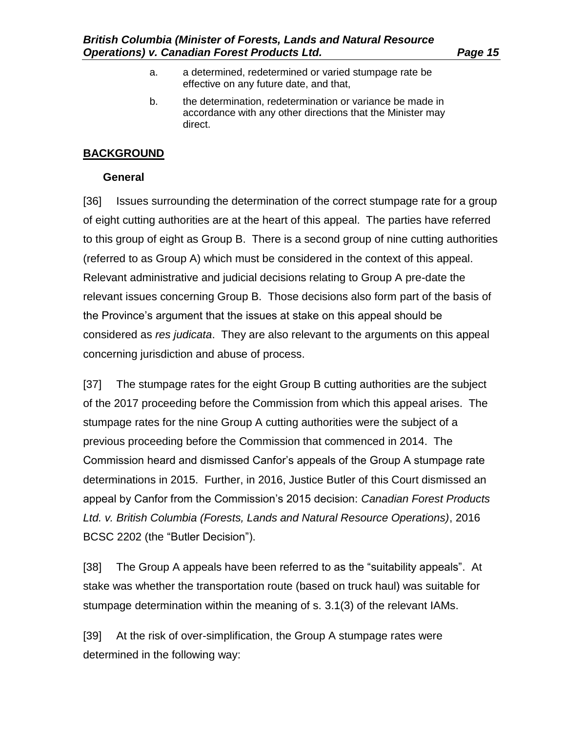a. a determined, redetermined or varied stumpage rate be effective on any future date, and that,

b. the determination, redetermination or variance be made in accordance with any other directions that the Minister may direct.

## BACKGROUND

### General

[36] Issues surrounding the determination of the correct stumpage rate for a group of eight cutting authorities are at the heart of this appeal. The parties have referred to this group of eight as Group B. There is a second group of nine cutting authorities (referred to as Group A) which must be considered in the context of this appeal. Relevant administrative and judicial decisions relating to Group A pre-date the relevant issues concerning Group B. Those decisions also form part of the basis of the Province's argument that the issues at stake on this appeal should be considered as *res judicata*. They are also relevant to the arguments on this appeal concerning jurisdiction and abuse of process.

[37] The stumpage rates for the eight Group B cutting authorities are the subject of the 2017 proceeding before the Commission from which this appeal arises. The stumpage rates for the nine Group A cutting authorities were the subject of a previous proceeding before the Commission that commenced in 2014. The Commission heard and dismissed Canfor's appeals of the Group A stumpage rate determinations in 2015. Further, in 2016, Justice Butler of this Court dismissed an appeal by Canfor from the Commission's 2015 decision: *Canadian Forest Products Ltd. v. British Columbia (Forests, Lands and Natural Resource Operations)*, 2016 BCSC 2202 (the "Butler Decision").

[38] The Group A appeals have been referred to as the "suitability appeals". At stake was whether the transportation route (based on truck haul) was suitable for stumpage determination within the meaning of s. 3.1(3) of the relevant IAMs.

[39] At the risk of over-simplification, the Group A stumpage rates were determined in the following way: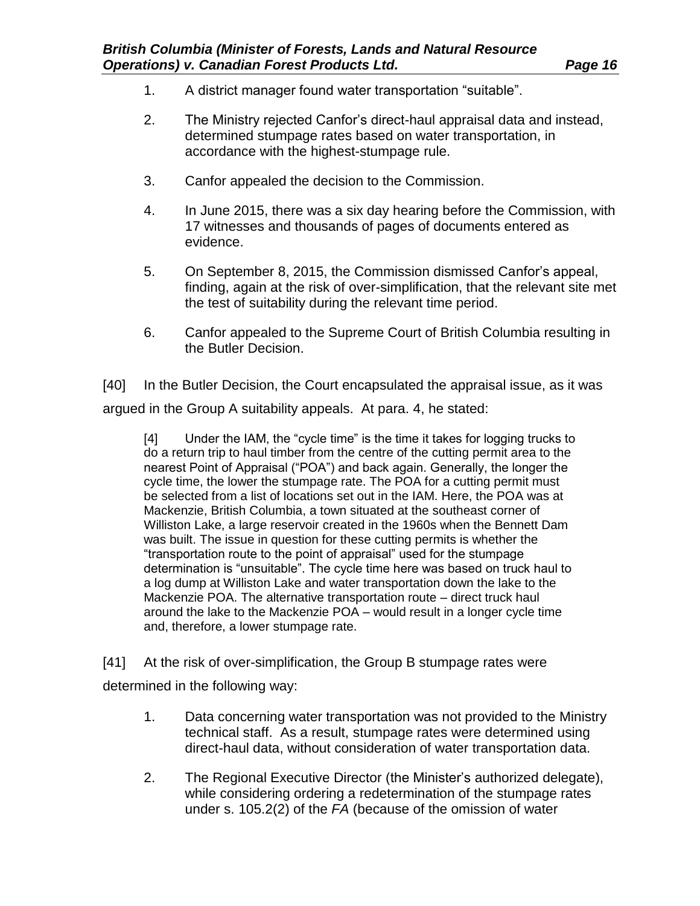1. A district manager found water transportation “suitable”.

2. The Ministry rejected Canfor’s direct-haul appraisal data and instead, determined stumpage rates based on water transportation, in accordance with the highest-stumpage rule.

3. Canfor appealed the decision to the Commission.

4. In June 2015, there was a six day hearing before the Commission, with 17 witnesses and thousands of pages of documents entered as evidence.

5. On September 8, 2015, the Commission dismissed Canfor’s appeal, finding, again at the risk of over-simplification, that the relevant site met the test of suitability during the relevant time period.

6. Canfor appealed to the Supreme Court of British Columbia resulting in the Butler Decision.

[40] In the Butler Decision, the Court encapsulated the appraisal issue, as it was argued in the Group A suitability appeals. At para. 4, he stated:

> [4] Under the IAM, the “cycle time” is the time it takes for logging trucks to do a return trip to haul timber from the centre of the cutting permit area to the nearest Point of Appraisal (“POA”) and back again. Generally, the longer the cycle time, the lower the stumpage rate. The POA for a cutting permit must be selected from a list of locations set out in the IAM. Here, the POA was at Mackenzie, British Columbia, a town situated at the southeast corner of Williston Lake, a large reservoir created in the 1960s when the Bennett Dam was built. The issue in question for these cutting permits is whether the “transportation route to the point of appraisal” used for the stumpage determination is “unsuitable”. The cycle time here was based on truck haul to a log dump at Williston Lake and water transportation down the lake to the Mackenzie POA. The alternative transportation route – direct truck haul around the lake to the Mackenzie POA – would result in a longer cycle time and, therefore, a lower stumpage rate.

[41] At the risk of over-simplification, the Group B stumpage rates were determined in the following way:

1. Data concerning water transportation was not provided to the Ministry technical staff. As a result, stumpage rates were determined using direct-haul data, without consideration of water transportation data.

2. The Regional Executive Director (the Minister’s authorized delegate), while considering ordering a redetermination of the stumpage rates under s. 105.2(2) of the *FA* (because of the omission of water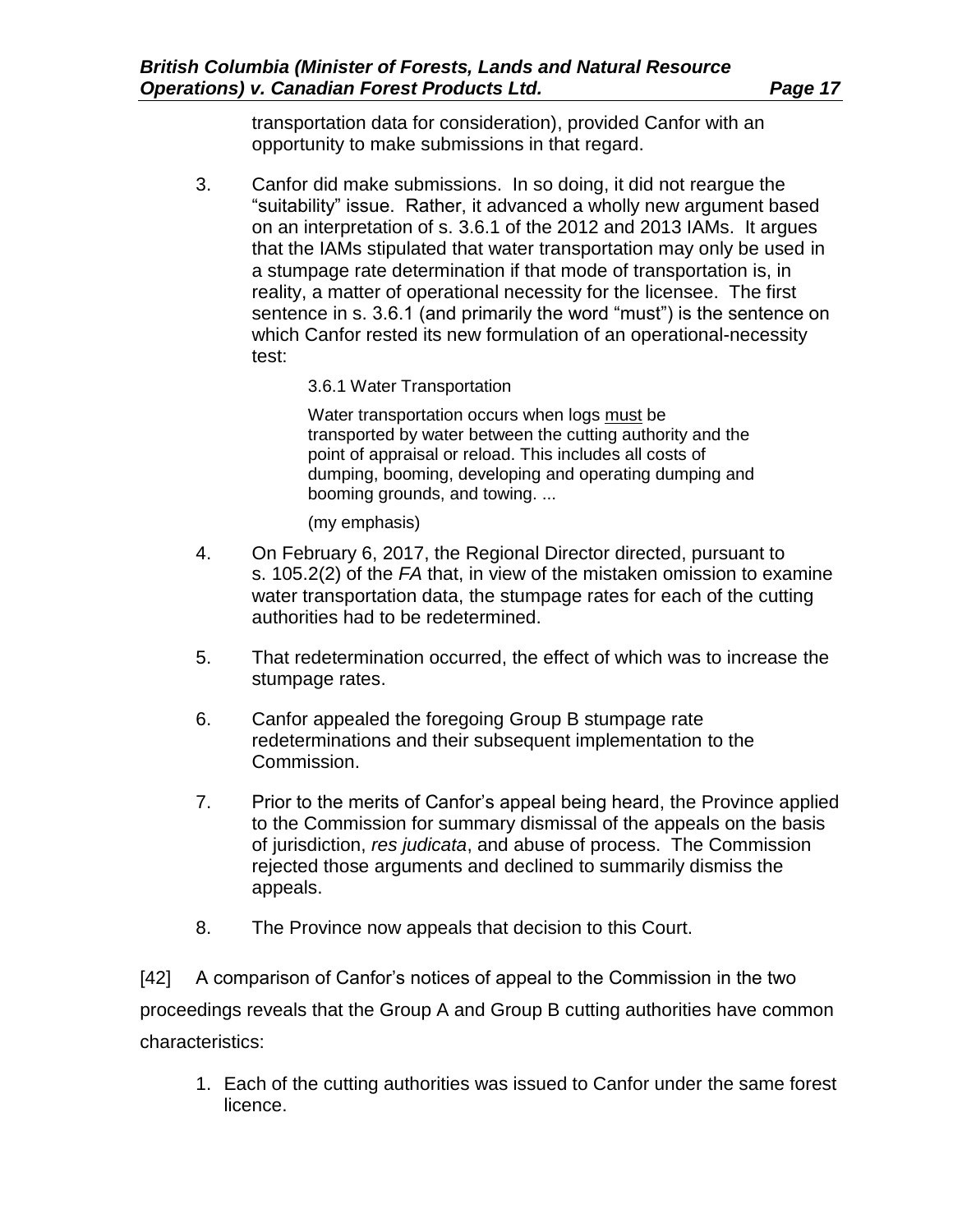transportation data for consideration), provided Canfor with an opportunity to make submissions in that regard.

3. Canfor did make submissions. In so doing, it did not reargue the "suitability" issue. Rather, it advanced a wholly new argument based on an interpretation of s. 3.6.1 of the 2012 and 2013 IAMs. It argues that the IAMs stipulated that water transportation may only be used in a stumpage rate determination if that mode of transportation is, in reality, a matter of operational necessity for the licensee. The first sentence in s. 3.6.1 (and primarily the word "must") is the sentence on which Canfor rested its new formulation of an operational-necessity test:

   > 3.6.1 Water Transportation
   >
   > Water transportation occurs when logs must be transported by water between the cutting authority and the point of appraisal or reload. This includes all costs of dumping, booming, developing and operating dumping and booming grounds, and towing. ...
   >
   > (my emphasis)

4. On February 6, 2017, the Regional Director directed, pursuant to s. 105.2(2) of the *FA* that, in view of the mistaken omission to examine water transportation data, the stumpage rates for each of the cutting authorities had to be redetermined.

5. That redetermination occurred, the effect of which was to increase the stumpage rates.

6. Canfor appealed the foregoing Group B stumpage rate redeterminations and their subsequent implementation to the Commission.

7. Prior to the merits of Canfor's appeal being heard, the Province applied to the Commission for summary dismissal of the appeals on the basis of jurisdiction, *res judicata*, and abuse of process. The Commission rejected those arguments and declined to summarily dismiss the appeals.

8. The Province now appeals that decision to this Court.

[42] A comparison of Canfor's notices of appeal to the Commission in the two proceedings reveals that the Group A and Group B cutting authorities have common characteristics:

1. Each of the cutting authorities was issued to Canfor under the same forest licence.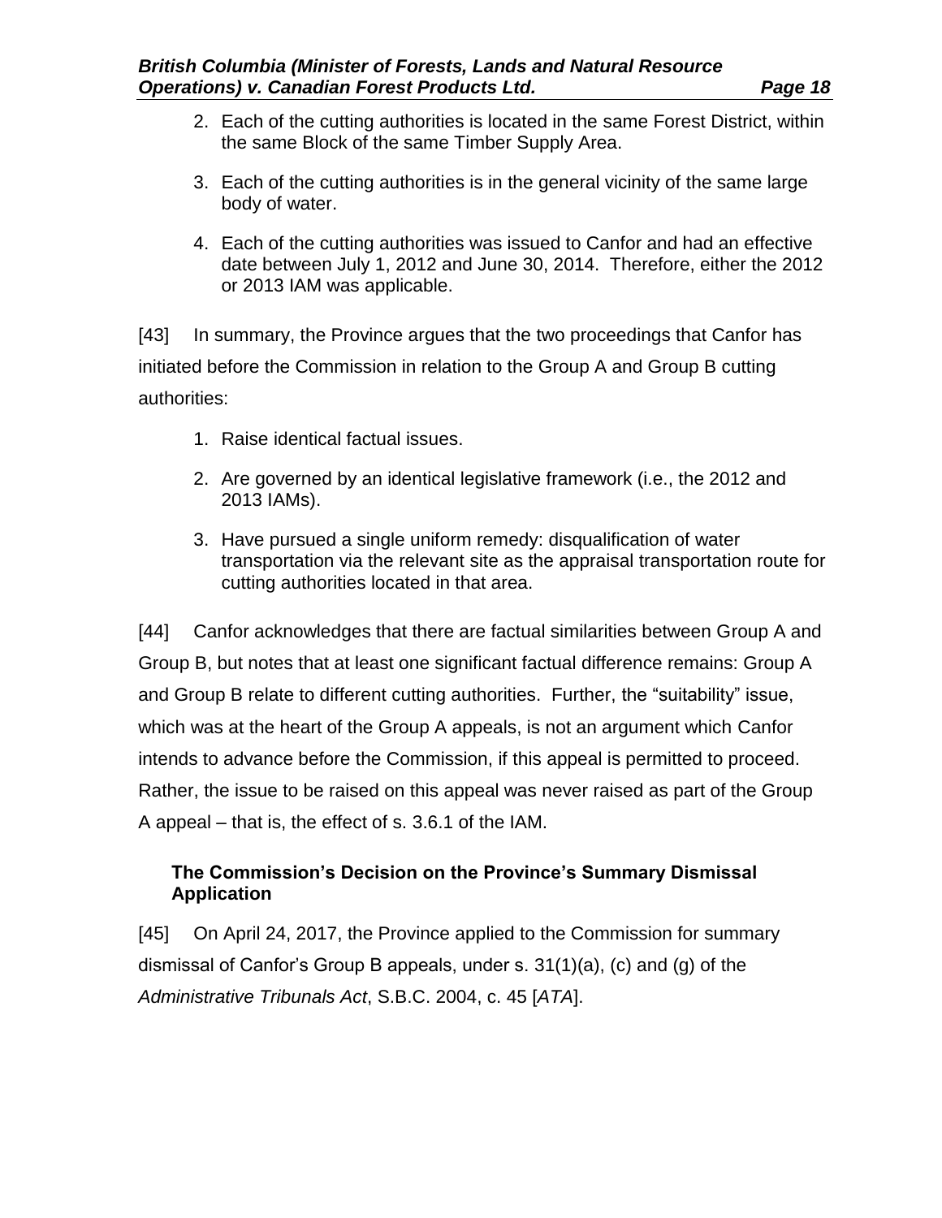2. Each of the cutting authorities is located in the same Forest District, within the same Block of the same Timber Supply Area.
3. Each of the cutting authorities is in the general vicinity of the same large body of water.
4. Each of the cutting authorities was issued to Canfor and had an effective date between July 1, 2012 and June 30, 2014. Therefore, either the 2012 or 2013 IAM was applicable.

[43] In summary, the Province argues that the two proceedings that Canfor has initiated before the Commission in relation to the Group A and Group B cutting authorities:

1. Raise identical factual issues.
2. Are governed by an identical legislative framework (i.e., the 2012 and 2013 IAMs).
3. Have pursued a single uniform remedy: disqualification of water transportation via the relevant site as the appraisal transportation route for cutting authorities located in that area.

[44] Canfor acknowledges that there are factual similarities between Group A and Group B, but notes that at least one significant factual difference remains: Group A and Group B relate to different cutting authorities. Further, the "suitability" issue, which was at the heart of the Group A appeals, is not an argument which Canfor intends to advance before the Commission, if this appeal is permitted to proceed. Rather, the issue to be raised on this appeal was never raised as part of the Group A appeal – that is, the effect of s. 3.6.1 of the IAM.

### The Commission's Decision on the Province's Summary Dismissal Application

[45] On April 24, 2017, the Province applied to the Commission for summary dismissal of Canfor's Group B appeals, under s. 31(1)(a), (c) and (g) of the *Administrative Tribunals Act*, S.B.C. 2004, c. 45 [*ATA*].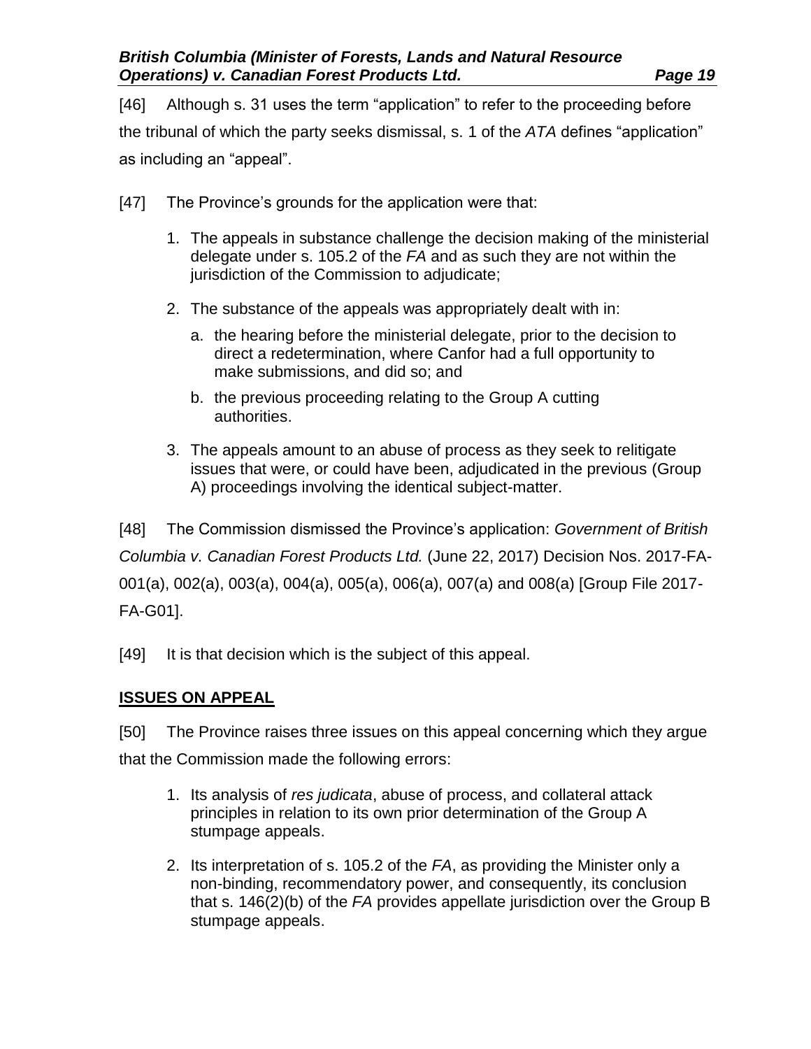[46] Although s. 31 uses the term "application" to refer to the proceeding before the tribunal of which the party seeks dismissal, s. 1 of the *ATA* defines "application" as including an "appeal".

[47] The Province's grounds for the application were that:

1. The appeals in substance challenge the decision making of the ministerial delegate under s. 105.2 of the *FA* and as such they are not within the jurisdiction of the Commission to adjudicate;
2. The substance of the appeals was appropriately dealt with in:
   a. the hearing before the ministerial delegate, prior to the decision to direct a redetermination, where Canfor had a full opportunity to make submissions, and did so; and
   b. the previous proceeding relating to the Group A cutting authorities.
3. The appeals amount to an abuse of process as they seek to relitigate issues that were, or could have been, adjudicated in the previous (Group A) proceedings involving the identical subject-matter.

[48] The Commission dismissed the Province's application: *Government of British Columbia v. Canadian Forest Products Ltd.* (June 22, 2017) Decision Nos. 2017-FA-001(a), 002(a), 003(a), 004(a), 005(a), 006(a), 007(a) and 008(a) [Group File 2017-FA-G01].

[49] It is that decision which is the subject of this appeal.

## ISSUES ON APPEAL

[50] The Province raises three issues on this appeal concerning which they argue that the Commission made the following errors:

1. Its analysis of *res judicata*, abuse of process, and collateral attack principles in relation to its own prior determination of the Group A stumpage appeals.
2. Its interpretation of s. 105.2 of the *FA*, as providing the Minister only a non-binding, recommendatory power, and consequently, its conclusion that s. 146(2)(b) of the *FA* provides appellate jurisdiction over the Group B stumpage appeals.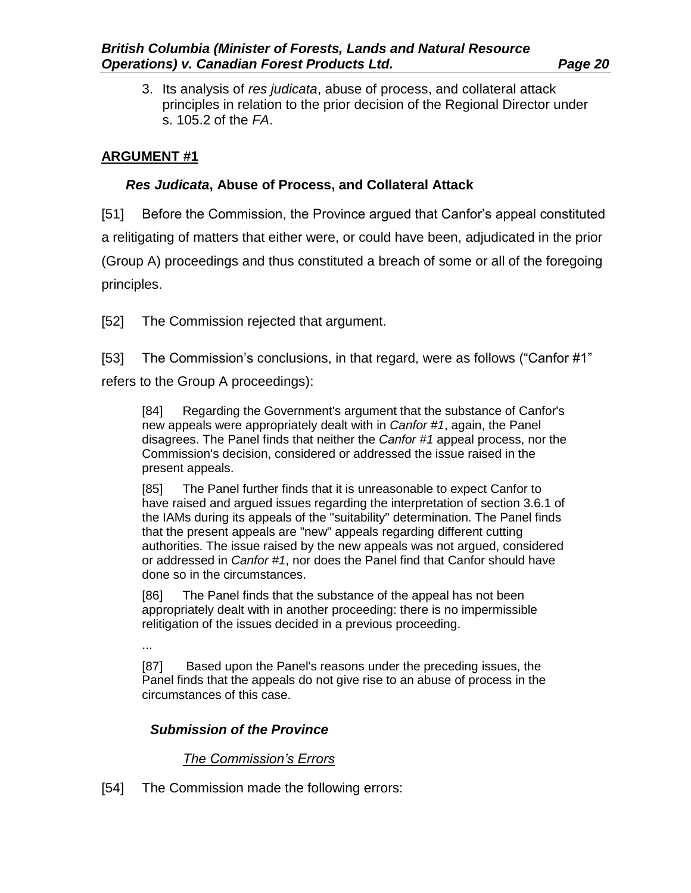3. Its analysis of *res judicata*, abuse of process, and collateral attack principles in relation to the prior decision of the Regional Director under s. 105.2 of the *FA*.

## ARGUMENT #1

### *Res Judicata*, Abuse of Process, and Collateral Attack

[51] Before the Commission, the Province argued that Canfor's appeal constituted a relitigating of matters that either were, or could have been, adjudicated in the prior (Group A) proceedings and thus constituted a breach of some or all of the foregoing principles.

[52] The Commission rejected that argument.

[53] The Commission's conclusions, in that regard, were as follows ("Canfor #1" refers to the Group A proceedings):

> [84] Regarding the Government's argument that the substance of Canfor's new appeals were appropriately dealt with in *Canfor #1*, again, the Panel disagrees. The Panel finds that neither the *Canfor #1* appeal process, nor the Commission's decision, considered or addressed the issue raised in the present appeals.
>
> [85] The Panel further finds that it is unreasonable to expect Canfor to have raised and argued issues regarding the interpretation of section 3.6.1 of the IAMs during its appeals of the "suitability" determination. The Panel finds that the present appeals are "new" appeals regarding different cutting authorities. The issue raised by the new appeals was not argued, considered or addressed in *Canfor #1*, nor does the Panel find that Canfor should have done so in the circumstances.
>
> [86] The Panel finds that the substance of the appeal has not been appropriately dealt with in another proceeding: there is no impermissible relitigation of the issues decided in a previous proceeding.
>
> ...
>
> [87] Based upon the Panel's reasons under the preceding issues, the Panel finds that the appeals do not give rise to an abuse of process in the circumstances of this case.

### *Submission of the Province*

#### *The Commission's Errors*

[54] The Commission made the following errors: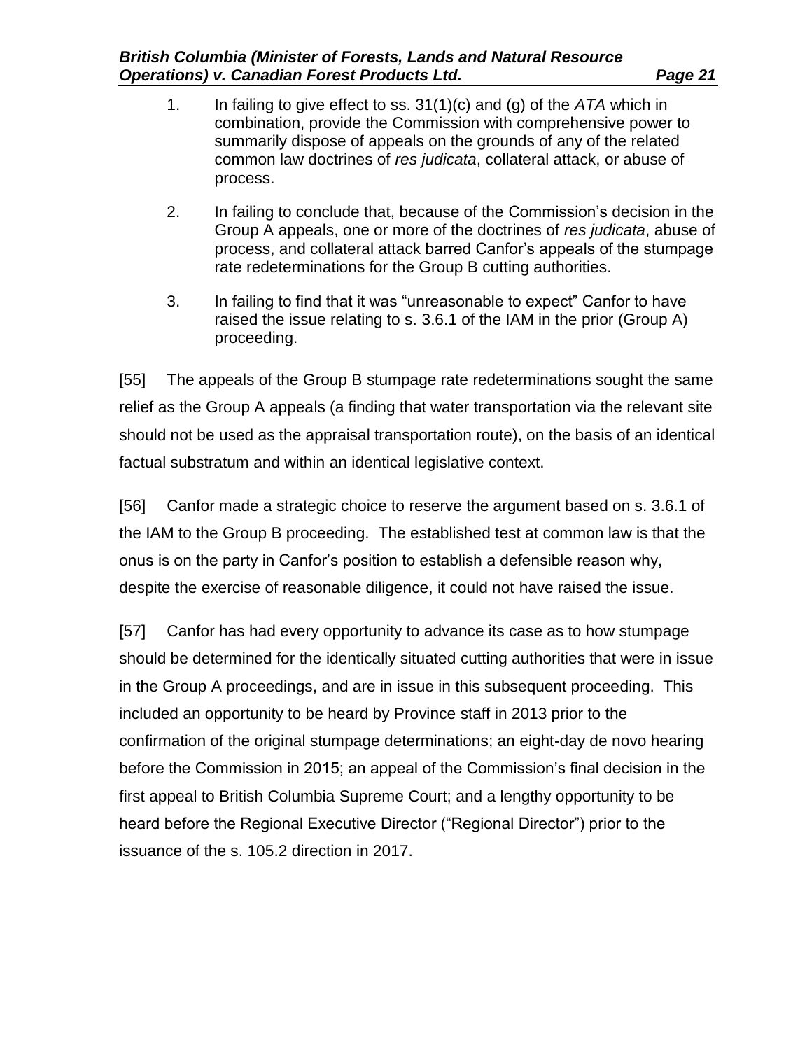1. In failing to give effect to ss. 31(1)(c) and (g) of the *ATA* which in combination, provide the Commission with comprehensive power to summarily dispose of appeals on the grounds of any of the related common law doctrines of *res judicata*, collateral attack, or abuse of process.

2. In failing to conclude that, because of the Commission's decision in the Group A appeals, one or more of the doctrines of *res judicata*, abuse of process, and collateral attack barred Canfor's appeals of the stumpage rate redeterminations for the Group B cutting authorities.

3. In failing to find that it was "unreasonable to expect" Canfor to have raised the issue relating to s. 3.6.1 of the IAM in the prior (Group A) proceeding.

[55] The appeals of the Group B stumpage rate redeterminations sought the same relief as the Group A appeals (a finding that water transportation via the relevant site should not be used as the appraisal transportation route), on the basis of an identical factual substratum and within an identical legislative context.

[56] Canfor made a strategic choice to reserve the argument based on s. 3.6.1 of the IAM to the Group B proceeding. The established test at common law is that the onus is on the party in Canfor's position to establish a defensible reason why, despite the exercise of reasonable diligence, it could not have raised the issue.

[57] Canfor has had every opportunity to advance its case as to how stumpage should be determined for the identically situated cutting authorities that were in issue in the Group A proceedings, and are in issue in this subsequent proceeding. This included an opportunity to be heard by Province staff in 2013 prior to the confirmation of the original stumpage determinations; an eight-day de novo hearing before the Commission in 2015; an appeal of the Commission's final decision in the first appeal to British Columbia Supreme Court; and a lengthy opportunity to be heard before the Regional Executive Director ("Regional Director") prior to the issuance of the s. 105.2 direction in 2017.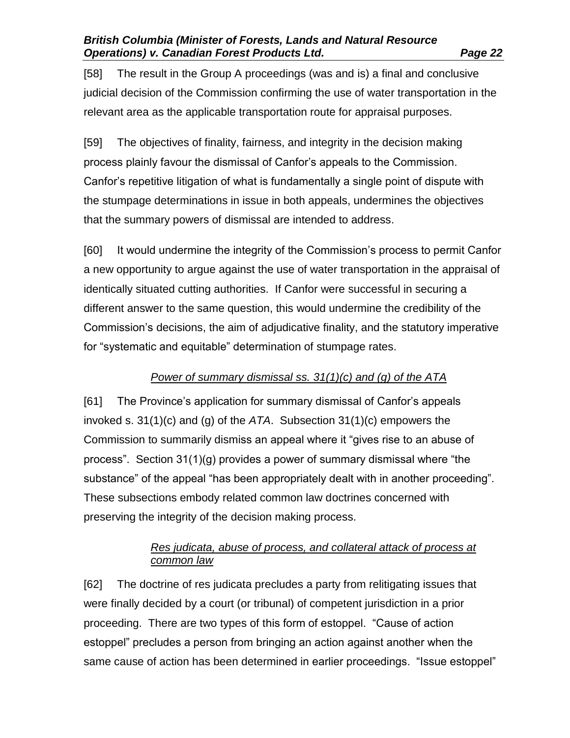[58] The result in the Group A proceedings (was and is) a final and conclusive judicial decision of the Commission confirming the use of water transportation in the relevant area as the applicable transportation route for appraisal purposes.

[59] The objectives of finality, fairness, and integrity in the decision making process plainly favour the dismissal of Canfor's appeals to the Commission. Canfor's repetitive litigation of what is fundamentally a single point of dispute with the stumpage determinations in issue in both appeals, undermines the objectives that the summary powers of dismissal are intended to address.

[60] It would undermine the integrity of the Commission's process to permit Canfor a new opportunity to argue against the use of water transportation in the appraisal of identically situated cutting authorities. If Canfor were successful in securing a different answer to the same question, this would undermine the credibility of the Commission's decisions, the aim of adjudicative finality, and the statutory imperative for "systematic and equitable" determination of stumpage rates.

*Power of summary dismissal ss. 31(1)(c) and (g) of the ATA*

[61] The Province's application for summary dismissal of Canfor's appeals invoked s. 31(1)(c) and (g) of the *ATA*. Subsection 31(1)(c) empowers the Commission to summarily dismiss an appeal where it "gives rise to an abuse of process". Section 31(1)(g) provides a power of summary dismissal where "the substance" of the appeal "has been appropriately dealt with in another proceeding". These subsections embody related common law doctrines concerned with preserving the integrity of the decision making process.

*Res judicata, abuse of process, and collateral attack of process at common law*

[62] The doctrine of res judicata precludes a party from relitigating issues that were finally decided by a court (or tribunal) of competent jurisdiction in a prior proceeding. There are two types of this form of estoppel. "Cause of action estoppel" precludes a person from bringing an action against another when the same cause of action has been determined in earlier proceedings. "Issue estoppel"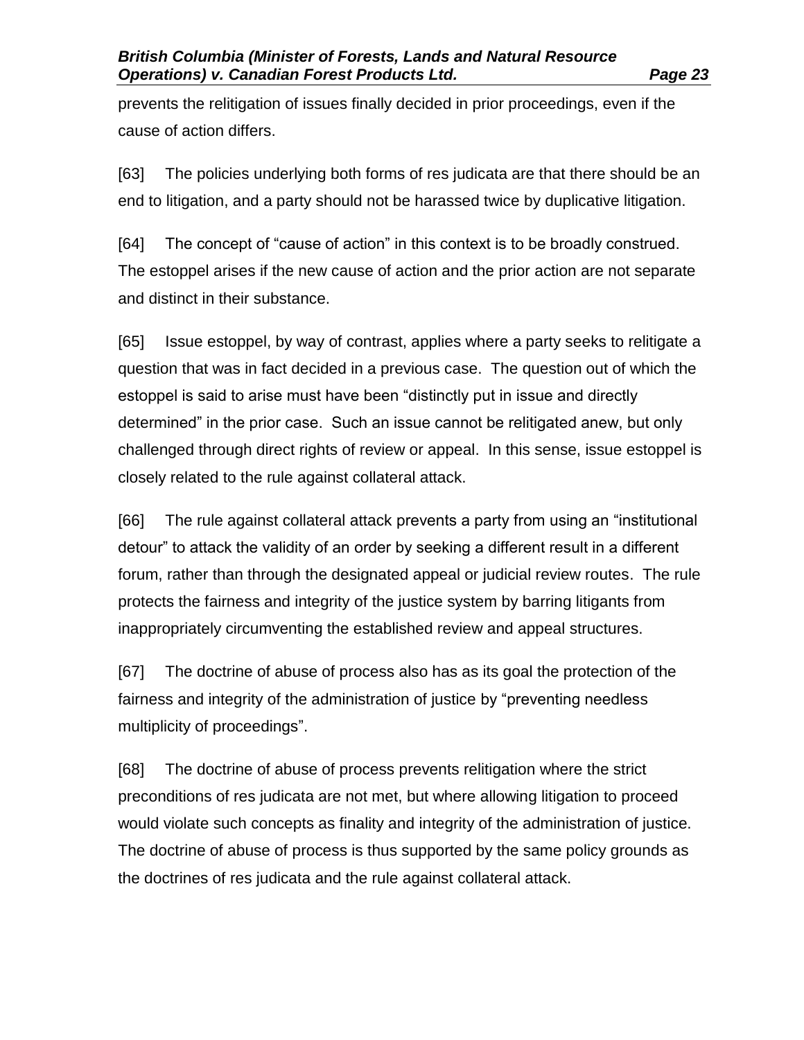prevents the relitigation of issues finally decided in prior proceedings, even if the cause of action differs.

[63] The policies underlying both forms of res judicata are that there should be an end to litigation, and a party should not be harassed twice by duplicative litigation.

[64] The concept of "cause of action" in this context is to be broadly construed. The estoppel arises if the new cause of action and the prior action are not separate and distinct in their substance.

[65] Issue estoppel, by way of contrast, applies where a party seeks to relitigate a question that was in fact decided in a previous case. The question out of which the estoppel is said to arise must have been "distinctly put in issue and directly determined" in the prior case. Such an issue cannot be relitigated anew, but only challenged through direct rights of review or appeal. In this sense, issue estoppel is closely related to the rule against collateral attack.

[66] The rule against collateral attack prevents a party from using an "institutional detour" to attack the validity of an order by seeking a different result in a different forum, rather than through the designated appeal or judicial review routes. The rule protects the fairness and integrity of the justice system by barring litigants from inappropriately circumventing the established review and appeal structures.

[67] The doctrine of abuse of process also has as its goal the protection of the fairness and integrity of the administration of justice by "preventing needless multiplicity of proceedings".

[68] The doctrine of abuse of process prevents relitigation where the strict preconditions of res judicata are not met, but where allowing litigation to proceed would violate such concepts as finality and integrity of the administration of justice. The doctrine of abuse of process is thus supported by the same policy grounds as the doctrines of res judicata and the rule against collateral attack.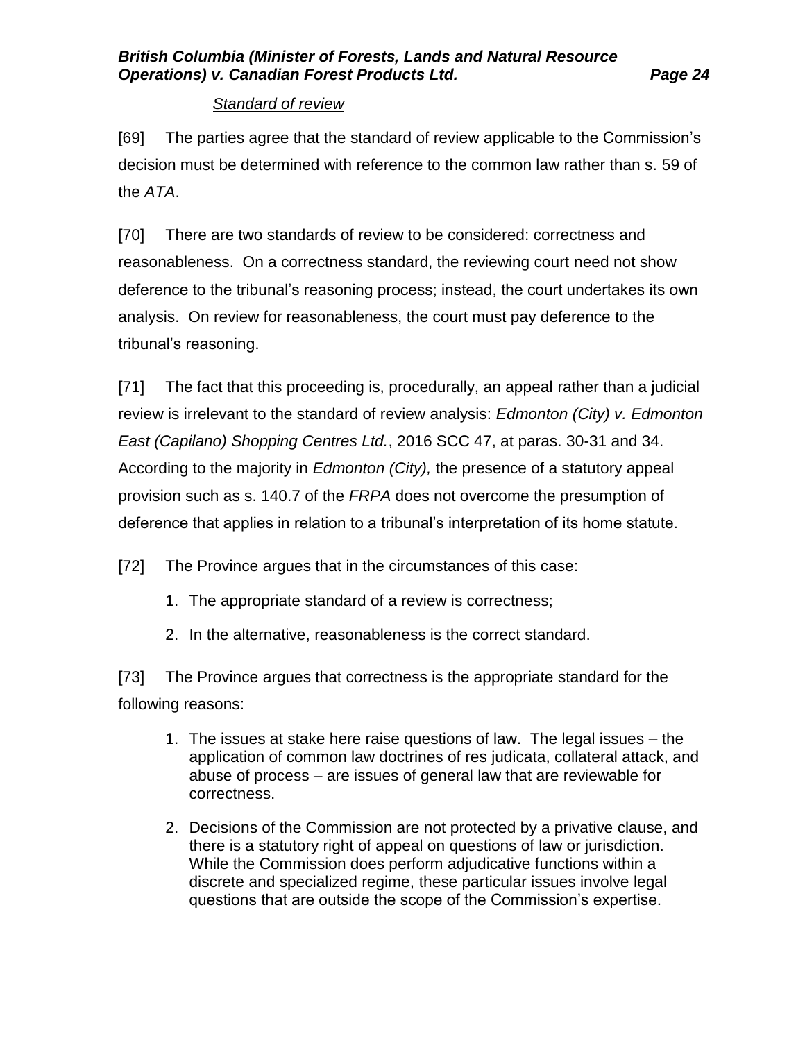*Standard of review*

[69] The parties agree that the standard of review applicable to the Commission's decision must be determined with reference to the common law rather than s. 59 of the *ATA*.

[70] There are two standards of review to be considered: correctness and reasonableness. On a correctness standard, the reviewing court need not show deference to the tribunal's reasoning process; instead, the court undertakes its own analysis. On review for reasonableness, the court must pay deference to the tribunal's reasoning.

[71] The fact that this proceeding is, procedurally, an appeal rather than a judicial review is irrelevant to the standard of review analysis: *Edmonton (City) v. Edmonton East (Capilano) Shopping Centres Ltd.*, 2016 SCC 47, at paras. 30-31 and 34. According to the majority in *Edmonton (City),* the presence of a statutory appeal provision such as s. 140.7 of the *FRPA* does not overcome the presumption of deference that applies in relation to a tribunal's interpretation of its home statute.

[72] The Province argues that in the circumstances of this case:

1. The appropriate standard of a review is correctness;
2. In the alternative, reasonableness is the correct standard.

[73] The Province argues that correctness is the appropriate standard for the following reasons:

1. The issues at stake here raise questions of law. The legal issues – the application of common law doctrines of res judicata, collateral attack, and abuse of process – are issues of general law that are reviewable for correctness.
2. Decisions of the Commission are not protected by a privative clause, and there is a statutory right of appeal on questions of law or jurisdiction. While the Commission does perform adjudicative functions within a discrete and specialized regime, these particular issues involve legal questions that are outside the scope of the Commission's expertise.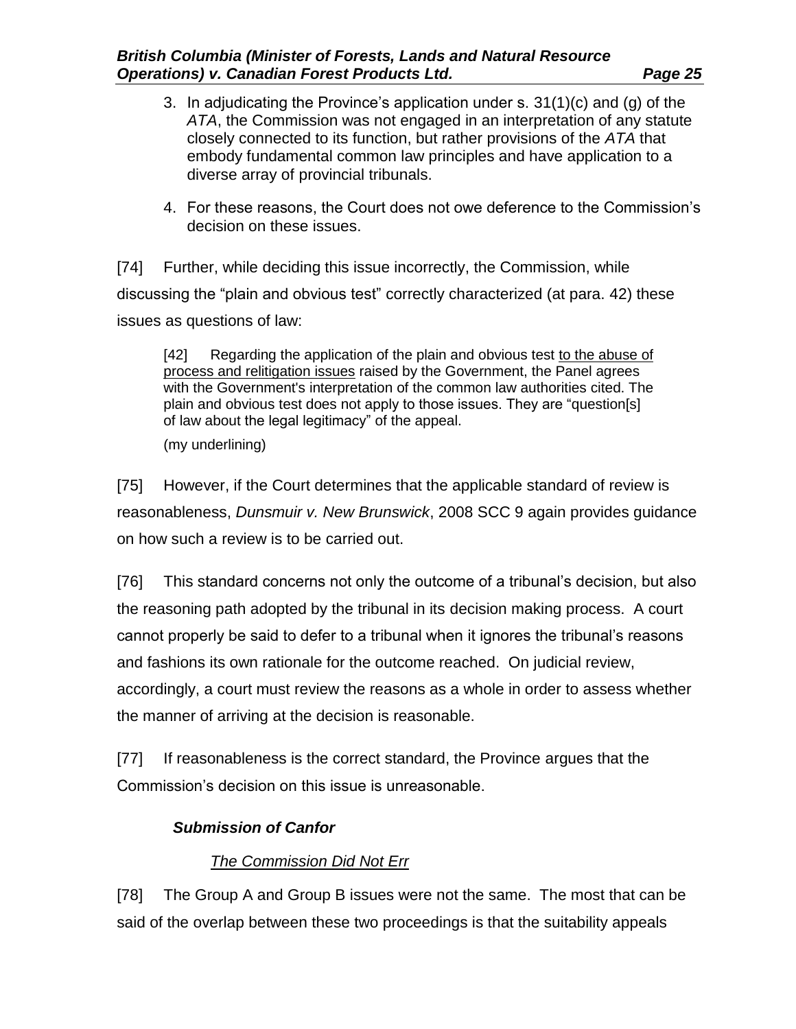3. In adjudicating the Province's application under s. 31(1)(c) and (g) of the *ATA*, the Commission was not engaged in an interpretation of any statute closely connected to its function, but rather provisions of the *ATA* that embody fundamental common law principles and have application to a diverse array of provincial tribunals.

4. For these reasons, the Court does not owe deference to the Commission's decision on these issues.

[74] Further, while deciding this issue incorrectly, the Commission, while discussing the "plain and obvious test" correctly characterized (at para. 42) these issues as questions of law:

> [42] Regarding the application of the plain and obvious test <u>to the abuse of process and relitigation issues</u> raised by the Government, the Panel agrees with the Government's interpretation of the common law authorities cited. The plain and obvious test does not apply to those issues. They are "question[s] of law about the legal legitimacy" of the appeal.
>
> (my underlining)

[75] However, if the Court determines that the applicable standard of review is reasonableness, *Dunsmuir v. New Brunswick*, 2008 SCC 9 again provides guidance on how such a review is to be carried out.

[76] This standard concerns not only the outcome of a tribunal's decision, but also the reasoning path adopted by the tribunal in its decision making process. A court cannot properly be said to defer to a tribunal when it ignores the tribunal's reasons and fashions its own rationale for the outcome reached. On judicial review, accordingly, a court must review the reasons as a whole in order to assess whether the manner of arriving at the decision is reasonable.

[77] If reasonableness is the correct standard, the Province argues that the Commission's decision on this issue is unreasonable.

### *Submission of Canfor*

#### *<u>The Commission Did Not Err</u>*

[78] The Group A and Group B issues were not the same. The most that can be said of the overlap between these two proceedings is that the suitability appeals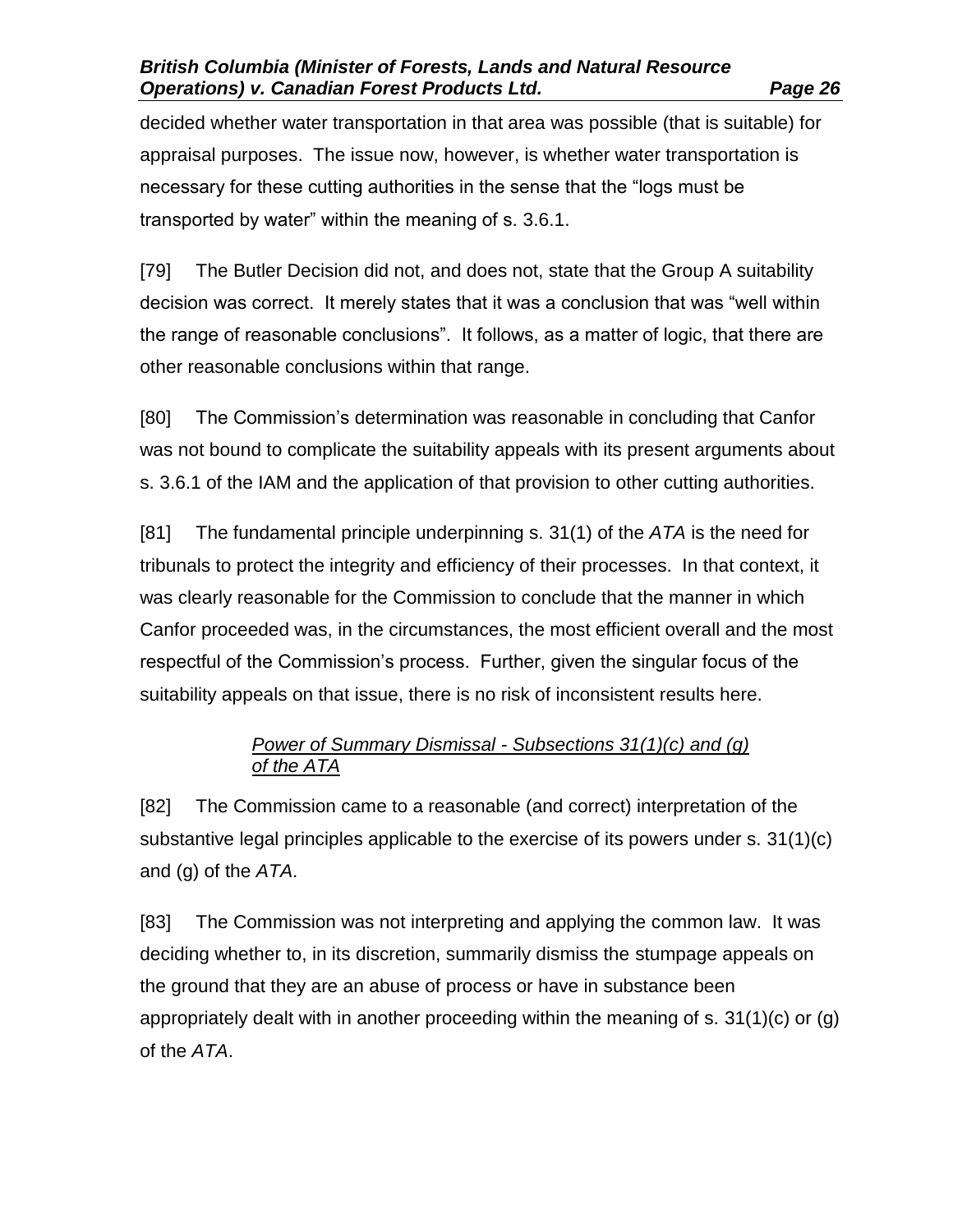decided whether water transportation in that area was possible (that is suitable) for appraisal purposes. The issue now, however, is whether water transportation is necessary for these cutting authorities in the sense that the "logs must be transported by water" within the meaning of s. 3.6.1.

[79] The Butler Decision did not, and does not, state that the Group A suitability decision was correct. It merely states that it was a conclusion that was "well within the range of reasonable conclusions". It follows, as a matter of logic, that there are other reasonable conclusions within that range.

[80] The Commission's determination was reasonable in concluding that Canfor was not bound to complicate the suitability appeals with its present arguments about s. 3.6.1 of the IAM and the application of that provision to other cutting authorities.

[81] The fundamental principle underpinning s. 31(1) of the *ATA* is the need for tribunals to protect the integrity and efficiency of their processes. In that context, it was clearly reasonable for the Commission to conclude that the manner in which Canfor proceeded was, in the circumstances, the most efficient overall and the most respectful of the Commission's process. Further, given the singular focus of the suitability appeals on that issue, there is no risk of inconsistent results here.

*Power of Summary Dismissal - Subsections 31(1)(c) and (g) of the ATA*

[82] The Commission came to a reasonable (and correct) interpretation of the substantive legal principles applicable to the exercise of its powers under s. 31(1)(c) and (g) of the *ATA*.

[83] The Commission was not interpreting and applying the common law. It was deciding whether to, in its discretion, summarily dismiss the stumpage appeals on the ground that they are an abuse of process or have in substance been appropriately dealt with in another proceeding within the meaning of s. 31(1)(c) or (g) of the *ATA*.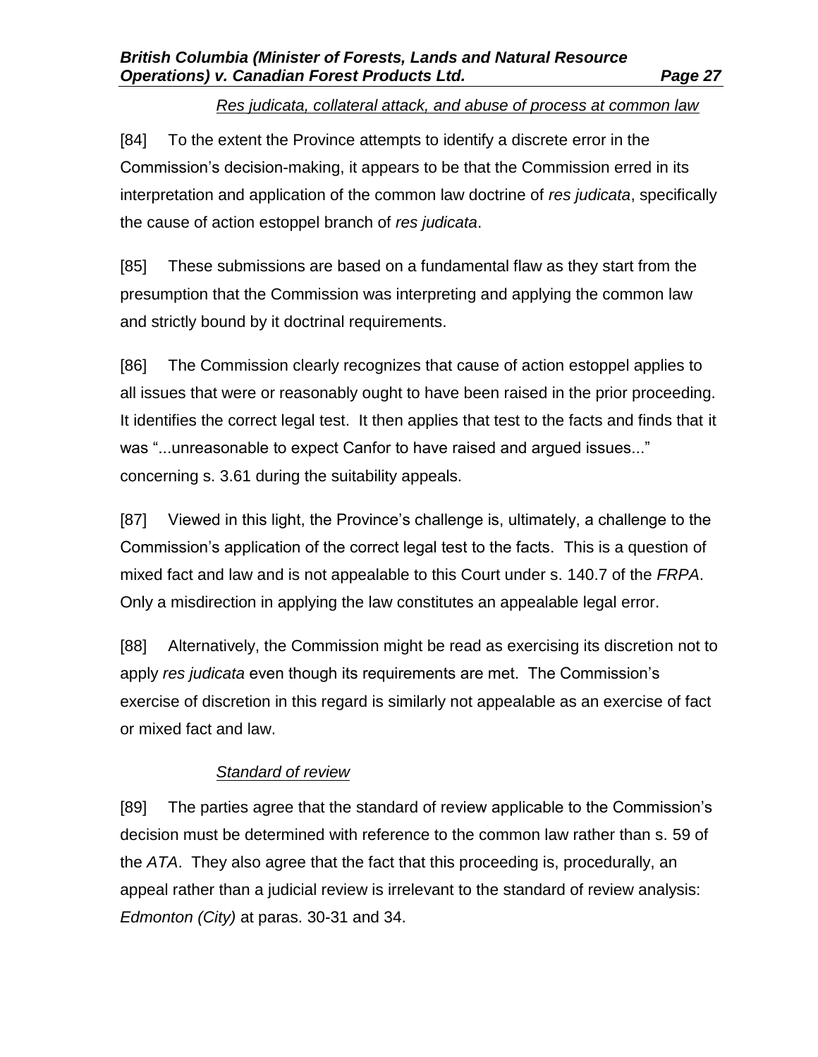*Res judicata, collateral attack, and abuse of process at common law*

[84] To the extent the Province attempts to identify a discrete error in the Commission's decision-making, it appears to be that the Commission erred in its interpretation and application of the common law doctrine of *res judicata*, specifically the cause of action estoppel branch of *res judicata*.

[85] These submissions are based on a fundamental flaw as they start from the presumption that the Commission was interpreting and applying the common law and strictly bound by it doctrinal requirements.

[86] The Commission clearly recognizes that cause of action estoppel applies to all issues that were or reasonably ought to have been raised in the prior proceeding. It identifies the correct legal test. It then applies that test to the facts and finds that it was "...unreasonable to expect Canfor to have raised and argued issues..." concerning s. 3.61 during the suitability appeals.

[87] Viewed in this light, the Province's challenge is, ultimately, a challenge to the Commission's application of the correct legal test to the facts. This is a question of mixed fact and law and is not appealable to this Court under s. 140.7 of the *FRPA*. Only a misdirection in applying the law constitutes an appealable legal error.

[88] Alternatively, the Commission might be read as exercising its discretion not to apply *res judicata* even though its requirements are met. The Commission's exercise of discretion in this regard is similarly not appealable as an exercise of fact or mixed fact and law.

*Standard of review*

[89] The parties agree that the standard of review applicable to the Commission's decision must be determined with reference to the common law rather than s. 59 of the *ATA*. They also agree that the fact that this proceeding is, procedurally, an appeal rather than a judicial review is irrelevant to the standard of review analysis: *Edmonton (City)* at paras. 30-31 and 34.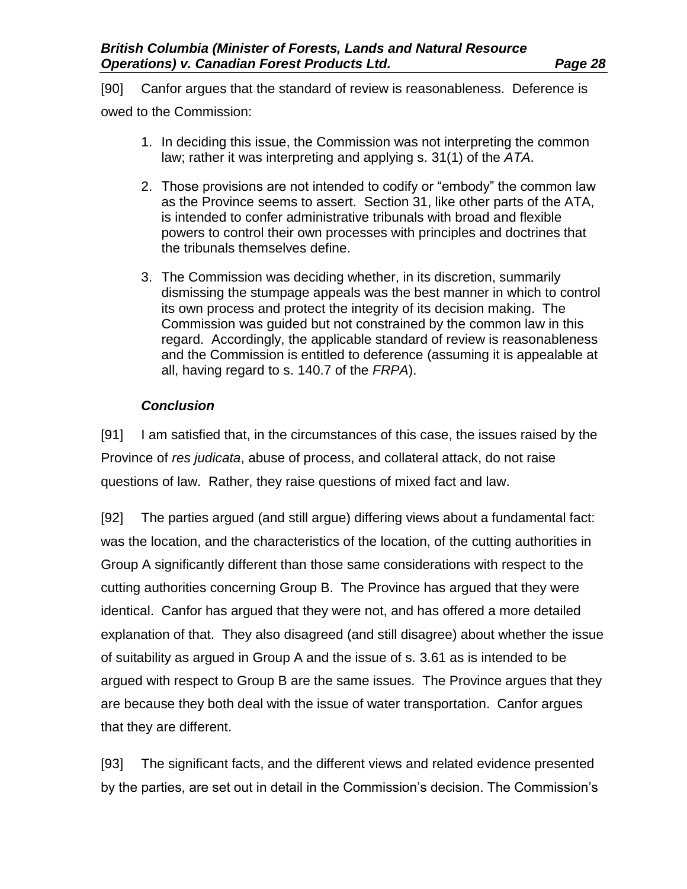[90] Canfor argues that the standard of review is reasonableness. Deference is owed to the Commission:

1. In deciding this issue, the Commission was not interpreting the common law; rather it was interpreting and applying s. 31(1) of the *ATA*.

2. Those provisions are not intended to codify or "embody" the common law as the Province seems to assert. Section 31, like other parts of the ATA, is intended to confer administrative tribunals with broad and flexible powers to control their own processes with principles and doctrines that the tribunals themselves define.

3. The Commission was deciding whether, in its discretion, summarily dismissing the stumpage appeals was the best manner in which to control its own process and protect the integrity of its decision making. The Commission was guided but not constrained by the common law in this regard. Accordingly, the applicable standard of review is reasonableness and the Commission is entitled to deference (assuming it is appealable at all, having regard to s. 140.7 of the *FRPA*).

### *Conclusion*

[91] I am satisfied that, in the circumstances of this case, the issues raised by the Province of *res judicata*, abuse of process, and collateral attack, do not raise questions of law. Rather, they raise questions of mixed fact and law.

[92] The parties argued (and still argue) differing views about a fundamental fact: was the location, and the characteristics of the location, of the cutting authorities in Group A significantly different than those same considerations with respect to the cutting authorities concerning Group B. The Province has argued that they were identical. Canfor has argued that they were not, and has offered a more detailed explanation of that. They also disagreed (and still disagree) about whether the issue of suitability as argued in Group A and the issue of s. 3.61 as is intended to be argued with respect to Group B are the same issues. The Province argues that they are because they both deal with the issue of water transportation. Canfor argues that they are different.

[93] The significant facts, and the different views and related evidence presented by the parties, are set out in detail in the Commission's decision. The Commission's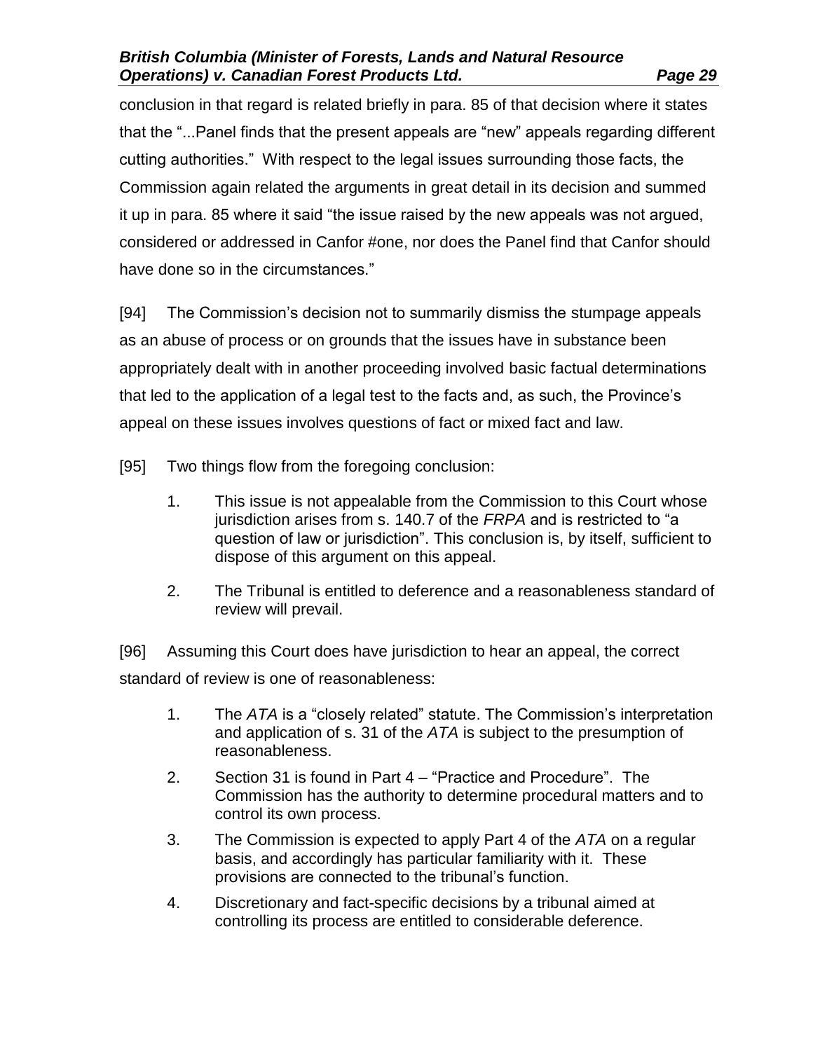conclusion in that regard is related briefly in para. 85 of that decision where it states that the "...Panel finds that the present appeals are "new" appeals regarding different cutting authorities." With respect to the legal issues surrounding those facts, the Commission again related the arguments in great detail in its decision and summed it up in para. 85 where it said "the issue raised by the new appeals was not argued, considered or addressed in Canfor #one, nor does the Panel find that Canfor should have done so in the circumstances."

[94] The Commission's decision not to summarily dismiss the stumpage appeals as an abuse of process or on grounds that the issues have in substance been appropriately dealt with in another proceeding involved basic factual determinations that led to the application of a legal test to the facts and, as such, the Province's appeal on these issues involves questions of fact or mixed fact and law.

[95] Two things flow from the foregoing conclusion:

1. This issue is not appealable from the Commission to this Court whose jurisdiction arises from s. 140.7 of the *FRPA* and is restricted to "a question of law or jurisdiction". This conclusion is, by itself, sufficient to dispose of this argument on this appeal.
2. The Tribunal is entitled to deference and a reasonableness standard of review will prevail.

[96] Assuming this Court does have jurisdiction to hear an appeal, the correct standard of review is one of reasonableness:

1. The *ATA* is a "closely related" statute. The Commission's interpretation and application of s. 31 of the *ATA* is subject to the presumption of reasonableness.
2. Section 31 is found in Part 4 – "Practice and Procedure". The Commission has the authority to determine procedural matters and to control its own process.
3. The Commission is expected to apply Part 4 of the *ATA* on a regular basis, and accordingly has particular familiarity with it. These provisions are connected to the tribunal's function.
4. Discretionary and fact-specific decisions by a tribunal aimed at controlling its process are entitled to considerable deference.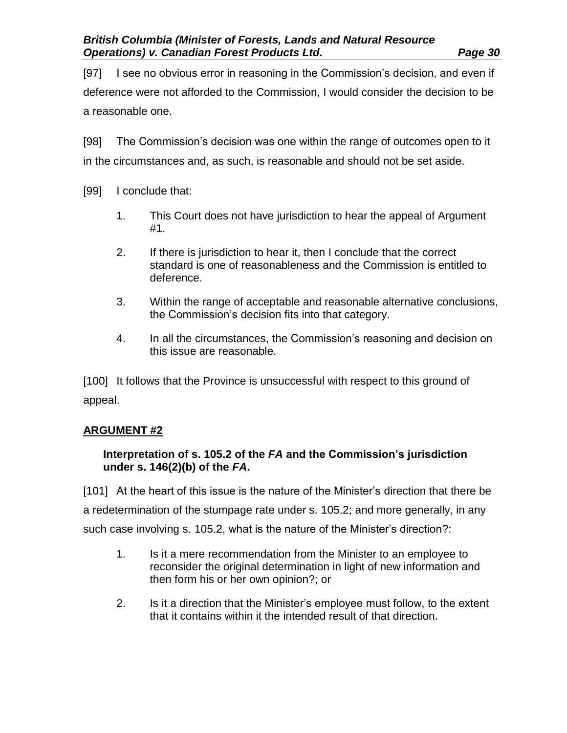[97] I see no obvious error in reasoning in the Commission's decision, and even if deference were not afforded to the Commission, I would consider the decision to be a reasonable one.

[98] The Commission's decision was one within the range of outcomes open to it in the circumstances and, as such, is reasonable and should not be set aside.

[99] I conclude that:

1. This Court does not have jurisdiction to hear the appeal of Argument #1.
2. If there is jurisdiction to hear it, then I conclude that the correct standard is one of reasonableness and the Commission is entitled to deference.
3. Within the range of acceptable and reasonable alternative conclusions, the Commission's decision fits into that category.
4. In all the circumstances, the Commission's reasoning and decision on this issue are reasonable.

[100] It follows that the Province is unsuccessful with respect to this ground of appeal.

## ARGUMENT #2

### Interpretation of s. 105.2 of the *FA* and the Commission's jurisdiction under s. 146(2)(b) of the *FA*.

[101] At the heart of this issue is the nature of the Minister's direction that there be a redetermination of the stumpage rate under s. 105.2; and more generally, in any such case involving s. 105.2, what is the nature of the Minister's direction?:

1. Is it a mere recommendation from the Minister to an employee to reconsider the original determination in light of new information and then form his or her own opinion?; or
2. Is it a direction that the Minister's employee must follow, to the extent that it contains within it the intended result of that direction.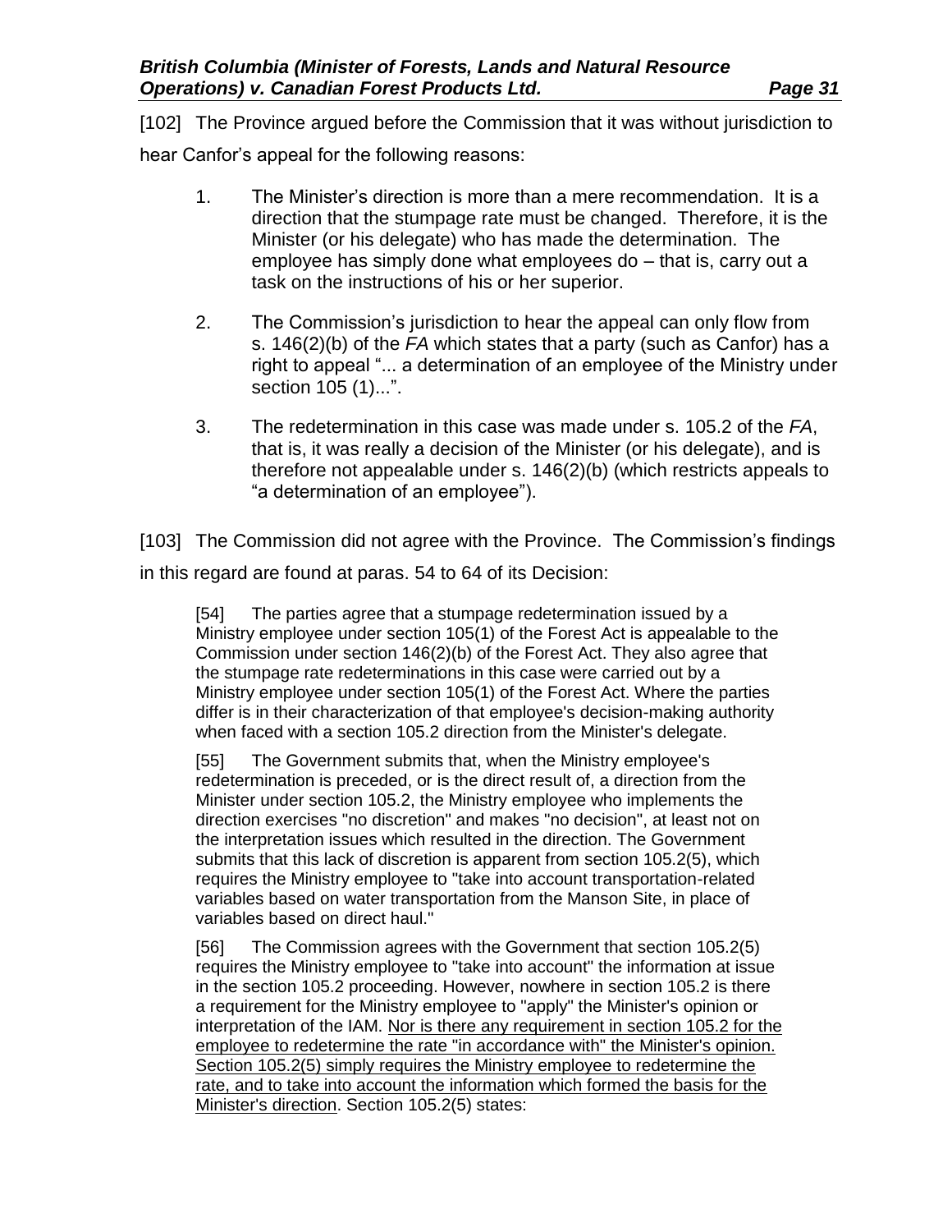[102] The Province argued before the Commission that it was without jurisdiction to hear Canfor's appeal for the following reasons:

1. The Minister's direction is more than a mere recommendation. It is a direction that the stumpage rate must be changed. Therefore, it is the Minister (or his delegate) who has made the determination. The employee has simply done what employees do – that is, carry out a task on the instructions of his or her superior.

2. The Commission's jurisdiction to hear the appeal can only flow from s. 146(2)(b) of the *FA* which states that a party (such as Canfor) has a right to appeal "... a determination of an employee of the Ministry under section 105 (1)...".

3. The redetermination in this case was made under s. 105.2 of the *FA*, that is, it was really a decision of the Minister (or his delegate), and is therefore not appealable under s. 146(2)(b) (which restricts appeals to "a determination of an employee").

[103] The Commission did not agree with the Province. The Commission's findings in this regard are found at paras. 54 to 64 of its Decision:

> [54] The parties agree that a stumpage redetermination issued by a Ministry employee under section 105(1) of the Forest Act is appealable to the Commission under section 146(2)(b) of the Forest Act. They also agree that the stumpage rate redeterminations in this case were carried out by a Ministry employee under section 105(1) of the Forest Act. Where the parties differ is in their characterization of that employee's decision-making authority when faced with a section 105.2 direction from the Minister's delegate.
>
> [55] The Government submits that, when the Ministry employee's redetermination is preceded, or is the direct result of, a direction from the Minister under section 105.2, the Ministry employee who implements the direction exercises "no discretion" and makes "no decision", at least not on the interpretation issues which resulted in the direction. The Government submits that this lack of discretion is apparent from section 105.2(5), which requires the Ministry employee to "take into account transportation-related variables based on water transportation from the Manson Site, in place of variables based on direct haul."
>
> [56] The Commission agrees with the Government that section 105.2(5) requires the Ministry employee to "take into account" the information at issue in the section 105.2 proceeding. However, nowhere in section 105.2 is there a requirement for the Ministry employee to "apply" the Minister's opinion or interpretation of the IAM. <u>Nor is there any requirement in section 105.2 for the employee to redetermine the rate "in accordance with" the Minister's opinion. Section 105.2(5) simply requires the Ministry employee to redetermine the rate, and to take into account the information which formed the basis for the Minister's direction</u>. Section 105.2(5) states: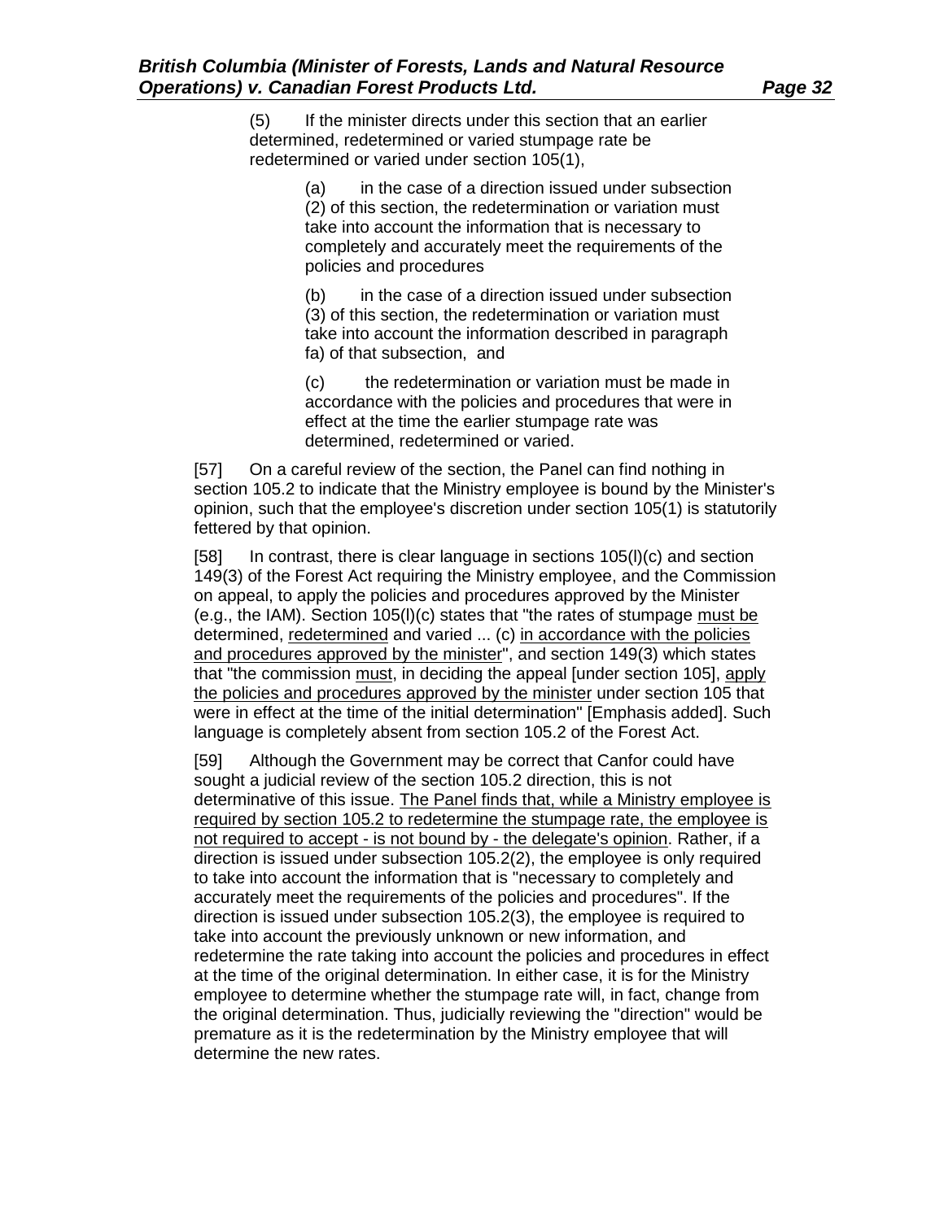> (5) If the minister directs under this section that an earlier determined, redetermined or varied stumpage rate be redetermined or varied under section 105(1),
>
> > (a) in the case of a direction issued under subsection (2) of this section, the redetermination or variation must take into account the information that is necessary to completely and accurately meet the requirements of the policies and procedures
> >
> > (b) in the case of a direction issued under subsection (3) of this section, the redetermination or variation must take into account the information described in paragraph fa) of that subsection, and
> >
> > (c) the redetermination or variation must be made in accordance with the policies and procedures that were in effect at the time the earlier stumpage rate was determined, redetermined or varied.

[57] On a careful review of the section, the Panel can find nothing in section 105.2 to indicate that the Ministry employee is bound by the Minister's opinion, such that the employee's discretion under section 105(1) is statutorily fettered by that opinion.

[58] In contrast, there is clear language in sections 105(l)(c) and section 149(3) of the Forest Act requiring the Ministry employee, and the Commission on appeal, to apply the policies and procedures approved by the Minister (e.g., the IAM). Section 105(l)(c) states that "the rates of stumpage <u>must be</u> determined, <u>redetermined</u> and varied ... (c) <u>in accordance with the policies and procedures approved by the minister</u>", and section 149(3) which states that "the commission <u>must</u>, in deciding the appeal [under section 105], <u>apply the policies and procedures approved by the minister</u> under section 105 that were in effect at the time of the initial determination" [Emphasis added]. Such language is completely absent from section 105.2 of the Forest Act.

[59] Although the Government may be correct that Canfor could have sought a judicial review of the section 105.2 direction, this is not determinative of this issue. <u>The Panel finds that, while a Ministry employee is required by section 105.2 to redetermine the stumpage rate, the employee is not required to accept - is not bound by - the delegate's opinion</u>. Rather, if a direction is issued under subsection 105.2(2), the employee is only required to take into account the information that is "necessary to completely and accurately meet the requirements of the policies and procedures". If the direction is issued under subsection 105.2(3), the employee is required to take into account the previously unknown or new information, and redetermine the rate taking into account the policies and procedures in effect at the time of the original determination. In either case, it is for the Ministry employee to determine whether the stumpage rate will, in fact, change from the original determination. Thus, judicially reviewing the "direction" would be premature as it is the redetermination by the Ministry employee that will determine the new rates.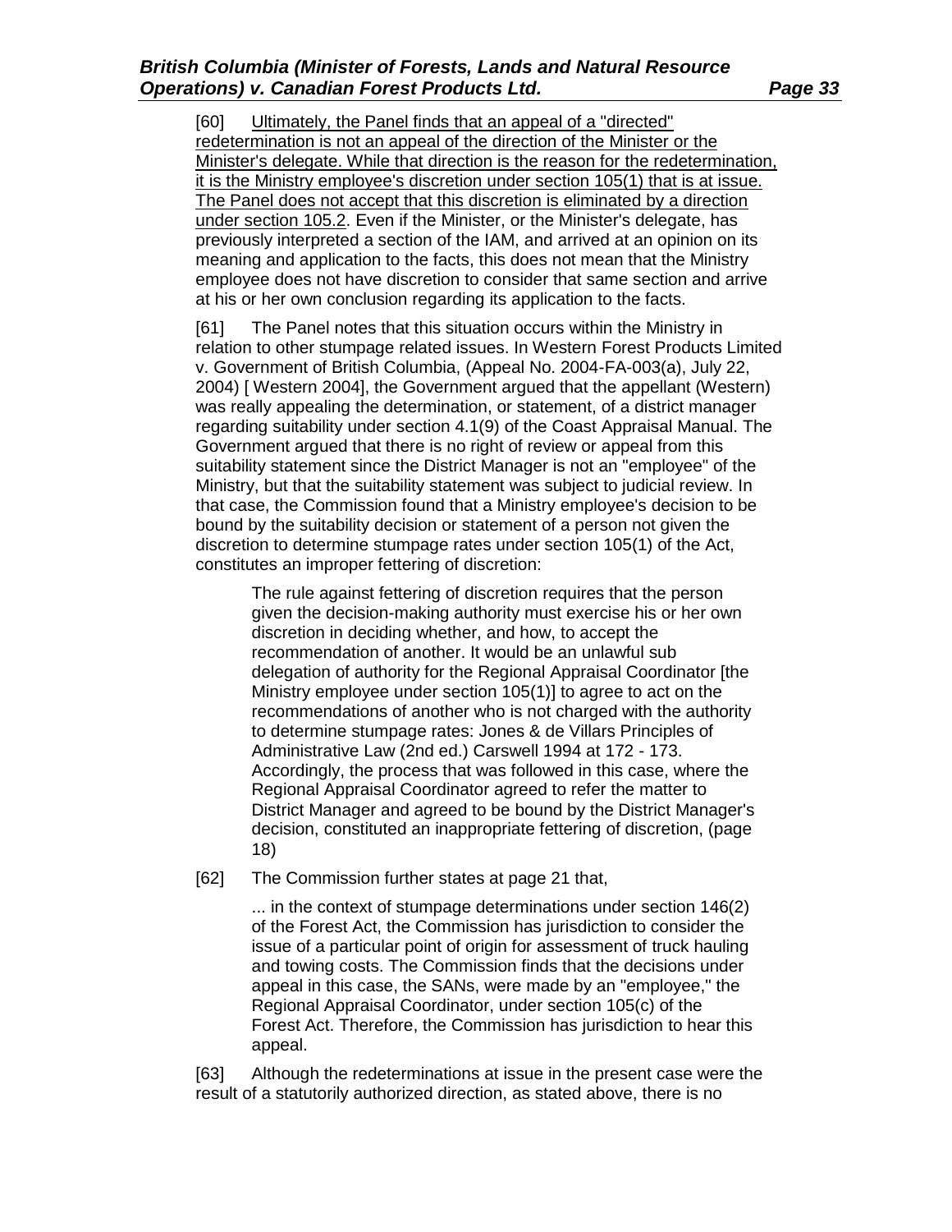[60] <u>Ultimately, the Panel finds that an appeal of a "directed" redetermination is not an appeal of the direction of the Minister or the Minister's delegate. While that direction is the reason for the redetermination, it is the Ministry employee's discretion under section 105(1) that is at issue. The Panel does not accept that this discretion is eliminated by a direction under section 105.2</u>. Even if the Minister, or the Minister's delegate, has previously interpreted a section of the IAM, and arrived at an opinion on its meaning and application to the facts, this does not mean that the Ministry employee does not have discretion to consider that same section and arrive at his or her own conclusion regarding its application to the facts.

[61] The Panel notes that this situation occurs within the Ministry in relation to other stumpage related issues. In Western Forest Products Limited v. Government of British Columbia, (Appeal No. 2004-FA-003(a), July 22, 2004) [ Western 2004], the Government argued that the appellant (Western) was really appealing the determination, or statement, of a district manager regarding suitability under section 4.1(9) of the Coast Appraisal Manual. The Government argued that there is no right of review or appeal from this suitability statement since the District Manager is not an "employee" of the Ministry, but that the suitability statement was subject to judicial review. In that case, the Commission found that a Ministry employee's decision to be bound by the suitability decision or statement of a person not given the discretion to determine stumpage rates under section 105(1) of the Act, constitutes an improper fettering of discretion:

> The rule against fettering of discretion requires that the person given the decision-making authority must exercise his or her own discretion in deciding whether, and how, to accept the recommendation of another. It would be an unlawful sub delegation of authority for the Regional Appraisal Coordinator [the Ministry employee under section 105(1)] to agree to act on the recommendations of another who is not charged with the authority to determine stumpage rates: Jones & de Villars Principles of Administrative Law (2nd ed.) Carswell 1994 at 172 - 173. Accordingly, the process that was followed in this case, where the Regional Appraisal Coordinator agreed to refer the matter to District Manager and agreed to be bound by the District Manager's decision, constituted an inappropriate fettering of discretion, (page 18)

[62] The Commission further states at page 21 that,

> ... in the context of stumpage determinations under section 146(2) of the Forest Act, the Commission has jurisdiction to consider the issue of a particular point of origin for assessment of truck hauling and towing costs. The Commission finds that the decisions under appeal in this case, the SANs, were made by an "employee," the Regional Appraisal Coordinator, under section 105(c) of the Forest Act. Therefore, the Commission has jurisdiction to hear this appeal.

[63] Although the redeterminations at issue in the present case were the result of a statutorily authorized direction, as stated above, there is no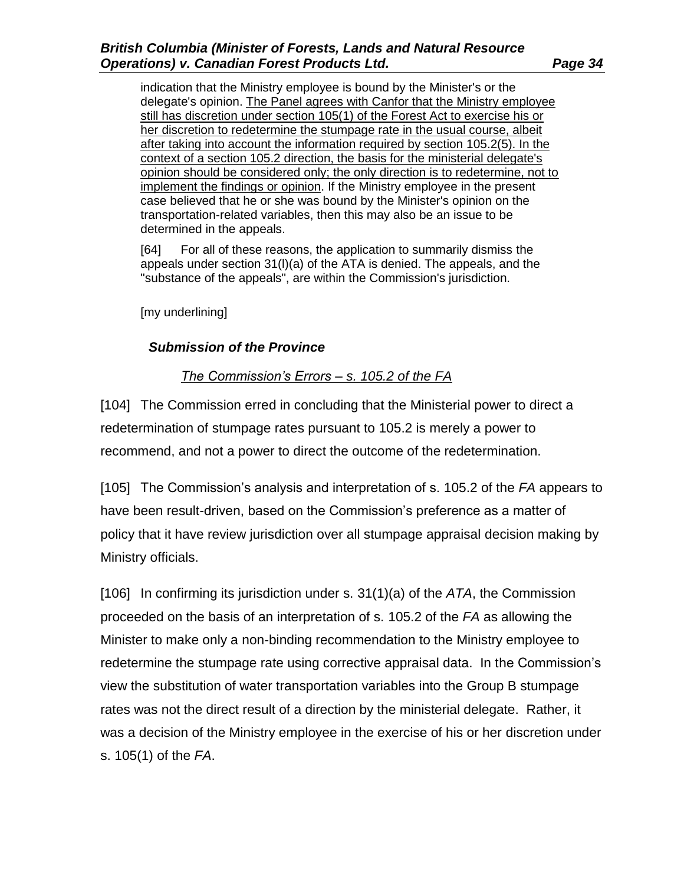> indication that the Ministry employee is bound by the Minister's or the delegate's opinion. <u>The Panel agrees with Canfor that the Ministry employee still has discretion under section 105(1) of the Forest Act to exercise his or her discretion to redetermine the stumpage rate in the usual course, albeit after taking into account the information required by section 105.2(5). In the context of a section 105.2 direction, the basis for the ministerial delegate's opinion should be considered only; the only direction is to redetermine, not to implement the findings or opinion</u>. If the Ministry employee in the present case believed that he or she was bound by the Minister's opinion on the transportation-related variables, then this may also be an issue to be determined in the appeals.
>
> [64] For all of these reasons, the application to summarily dismiss the appeals under section 31(l)(a) of the ATA is denied. The appeals, and the "substance of the appeals", are within the Commission's jurisdiction.
>
> [my underlining]

### *Submission of the Province*

#### *<u>The Commission's Errors – s. 105.2 of the FA</u>*

[104] The Commission erred in concluding that the Ministerial power to direct a redetermination of stumpage rates pursuant to 105.2 is merely a power to recommend, and not a power to direct the outcome of the redetermination.

[105] The Commission's analysis and interpretation of s. 105.2 of the *FA* appears to have been result-driven, based on the Commission's preference as a matter of policy that it have review jurisdiction over all stumpage appraisal decision making by Ministry officials.

[106] In confirming its jurisdiction under s. 31(1)(a) of the *ATA*, the Commission proceeded on the basis of an interpretation of s. 105.2 of the *FA* as allowing the Minister to make only a non-binding recommendation to the Ministry employee to redetermine the stumpage rate using corrective appraisal data. In the Commission's view the substitution of water transportation variables into the Group B stumpage rates was not the direct result of a direction by the ministerial delegate. Rather, it was a decision of the Ministry employee in the exercise of his or her discretion under s. 105(1) of the *FA*.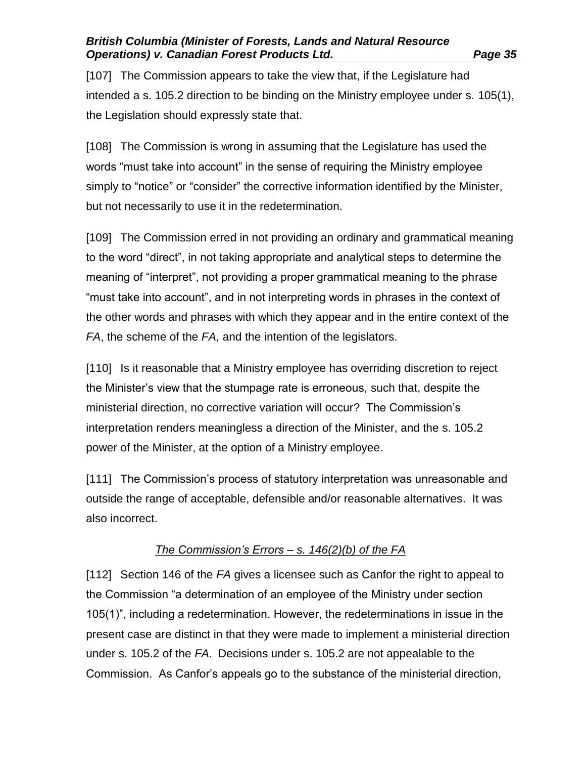[107] The Commission appears to take the view that, if the Legislature had intended a s. 105.2 direction to be binding on the Ministry employee under s. 105(1), the Legislation should expressly state that.

[108] The Commission is wrong in assuming that the Legislature has used the words "must take into account" in the sense of requiring the Ministry employee simply to "notice" or "consider" the corrective information identified by the Minister, but not necessarily to use it in the redetermination.

[109] The Commission erred in not providing an ordinary and grammatical meaning to the word "direct", in not taking appropriate and analytical steps to determine the meaning of "interpret", not providing a proper grammatical meaning to the phrase "must take into account", and in not interpreting words in phrases in the context of the other words and phrases with which they appear and in the entire context of the *FA*, the scheme of the *FA,* and the intention of the legislators.

[110] Is it reasonable that a Ministry employee has overriding discretion to reject the Minister's view that the stumpage rate is erroneous, such that, despite the ministerial direction, no corrective variation will occur? The Commission's interpretation renders meaningless a direction of the Minister, and the s. 105.2 power of the Minister, at the option of a Ministry employee.

[111] The Commission's process of statutory interpretation was unreasonable and outside the range of acceptable, defensible and/or reasonable alternatives. It was also incorrect.

*The Commission's Errors – s. 146(2)(b) of the FA*

[112] Section 146 of the *FA* gives a licensee such as Canfor the right to appeal to the Commission "a determination of an employee of the Ministry under section 105(1)", including a redetermination. However, the redeterminations in issue in the present case are distinct in that they were made to implement a ministerial direction under s. 105.2 of the *FA*. Decisions under s. 105.2 are not appealable to the Commission. As Canfor's appeals go to the substance of the ministerial direction,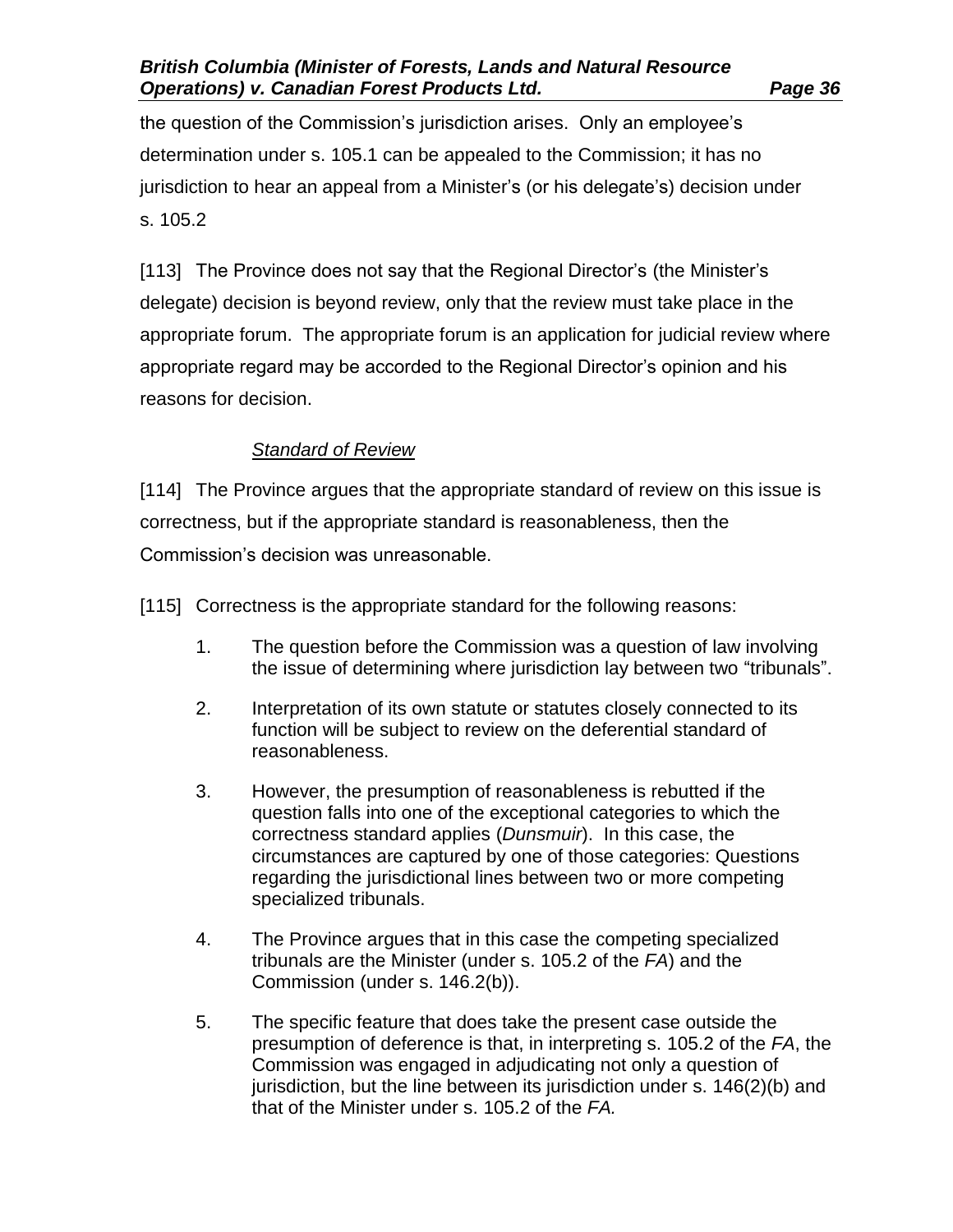the question of the Commission's jurisdiction arises. Only an employee's determination under s. 105.1 can be appealed to the Commission; it has no jurisdiction to hear an appeal from a Minister's (or his delegate's) decision under s. 105.2

[113] The Province does not say that the Regional Director's (the Minister's delegate) decision is beyond review, only that the review must take place in the appropriate forum. The appropriate forum is an application for judicial review where appropriate regard may be accorded to the Regional Director's opinion and his reasons for decision.

*Standard of Review*

[114] The Province argues that the appropriate standard of review on this issue is correctness, but if the appropriate standard is reasonableness, then the Commission's decision was unreasonable.

[115] Correctness is the appropriate standard for the following reasons:

1. The question before the Commission was a question of law involving the issue of determining where jurisdiction lay between two "tribunals".

2. Interpretation of its own statute or statutes closely connected to its function will be subject to review on the deferential standard of reasonableness.

3. However, the presumption of reasonableness is rebutted if the question falls into one of the exceptional categories to which the correctness standard applies (*Dunsmuir*). In this case, the circumstances are captured by one of those categories: Questions regarding the jurisdictional lines between two or more competing specialized tribunals.

4. The Province argues that in this case the competing specialized tribunals are the Minister (under s. 105.2 of the *FA*) and the Commission (under s. 146.2(b)).

5. The specific feature that does take the present case outside the presumption of deference is that, in interpreting s. 105.2 of the *FA*, the Commission was engaged in adjudicating not only a question of jurisdiction, but the line between its jurisdiction under s. 146(2)(b) and that of the Minister under s. 105.2 of the *FA.*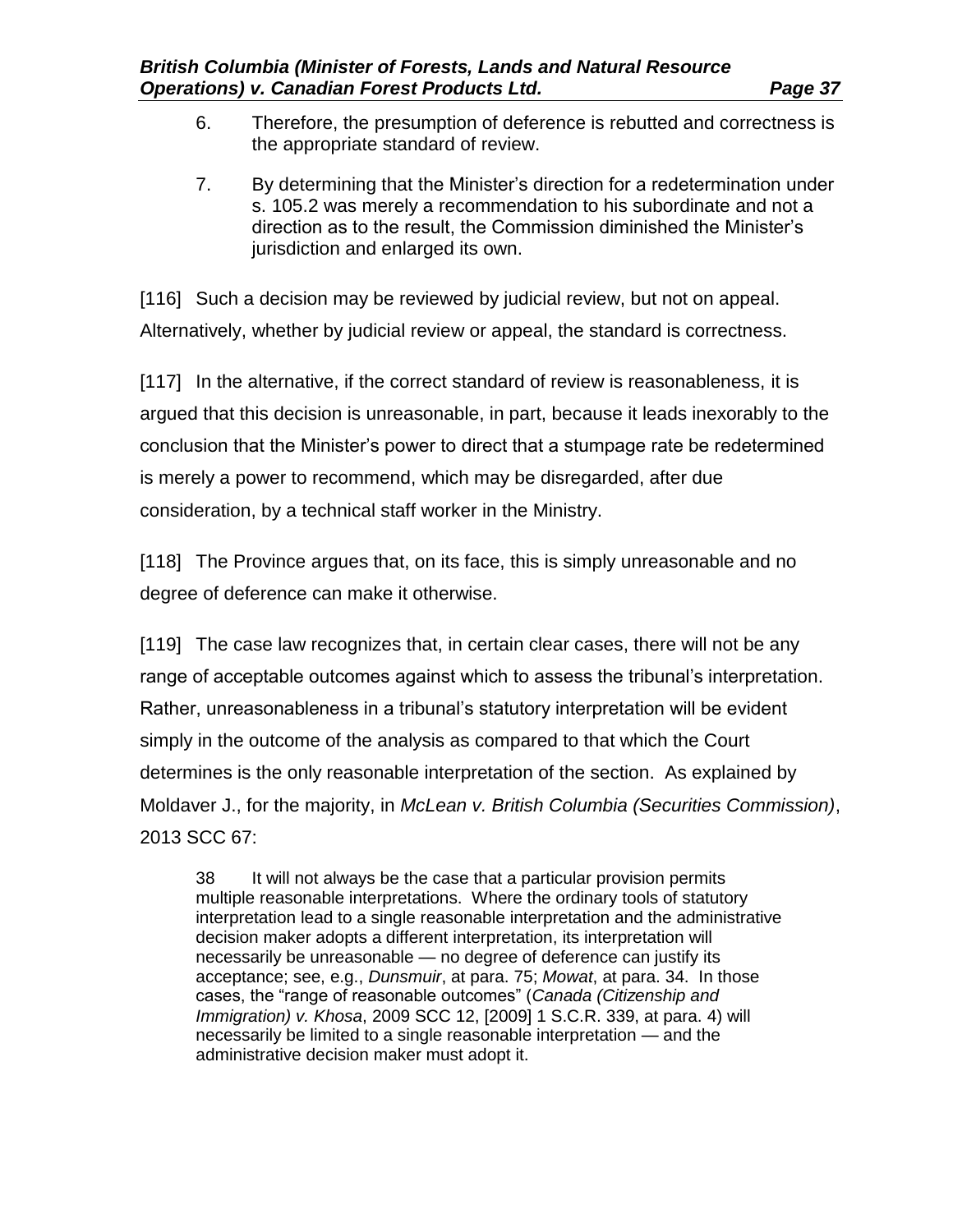6. Therefore, the presumption of deference is rebutted and correctness is the appropriate standard of review.

7. By determining that the Minister's direction for a redetermination under s. 105.2 was merely a recommendation to his subordinate and not a direction as to the result, the Commission diminished the Minister's jurisdiction and enlarged its own.

[116] Such a decision may be reviewed by judicial review, but not on appeal. Alternatively, whether by judicial review or appeal, the standard is correctness.

[117] In the alternative, if the correct standard of review is reasonableness, it is argued that this decision is unreasonable, in part, because it leads inexorably to the conclusion that the Minister's power to direct that a stumpage rate be redetermined is merely a power to recommend, which may be disregarded, after due consideration, by a technical staff worker in the Ministry.

[118] The Province argues that, on its face, this is simply unreasonable and no degree of deference can make it otherwise.

[119] The case law recognizes that, in certain clear cases, there will not be any range of acceptable outcomes against which to assess the tribunal's interpretation. Rather, unreasonableness in a tribunal's statutory interpretation will be evident simply in the outcome of the analysis as compared to that which the Court determines is the only reasonable interpretation of the section. As explained by Moldaver J., for the majority, in *McLean v. British Columbia (Securities Commission)*, 2013 SCC 67:

> 38 It will not always be the case that a particular provision permits multiple reasonable interpretations. Where the ordinary tools of statutory interpretation lead to a single reasonable interpretation and the administrative decision maker adopts a different interpretation, its interpretation will necessarily be unreasonable — no degree of deference can justify its acceptance; see, e.g., *Dunsmuir*, at para. 75; *Mowat*, at para. 34. In those cases, the "range of reasonable outcomes" (*Canada (Citizenship and Immigration) v. Khosa*, 2009 SCC 12, [2009] 1 S.C.R. 339, at para. 4) will necessarily be limited to a single reasonable interpretation — and the administrative decision maker must adopt it.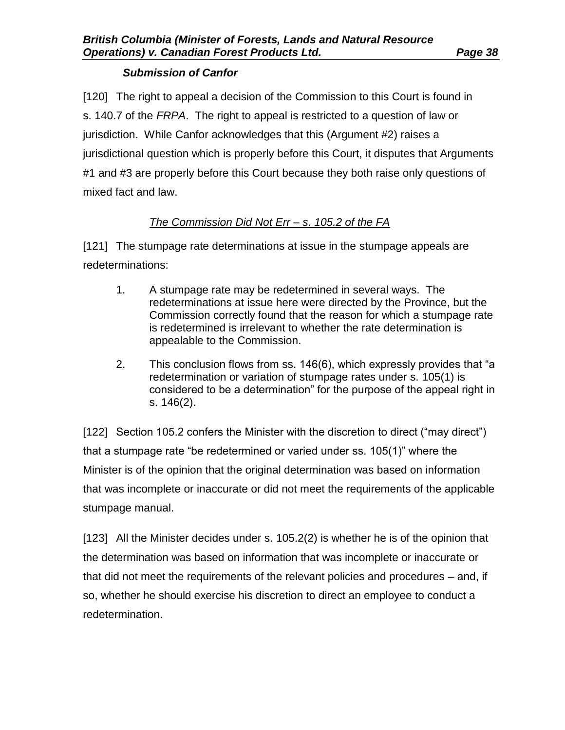### *Submission of Canfor*

[120] The right to appeal a decision of the Commission to this Court is found in s. 140.7 of the *FRPA*. The right to appeal is restricted to a question of law or jurisdiction. While Canfor acknowledges that this (Argument #2) raises a jurisdictional question which is properly before this Court, it disputes that Arguments #1 and #3 are properly before this Court because they both raise only questions of mixed fact and law.

*The Commission Did Not Err – s. 105.2 of the FA*

[121] The stumpage rate determinations at issue in the stumpage appeals are redeterminations:

1. A stumpage rate may be redetermined in several ways. The redeterminations at issue here were directed by the Province, but the Commission correctly found that the reason for which a stumpage rate is redetermined is irrelevant to whether the rate determination is appealable to the Commission.

2. This conclusion flows from ss. 146(6), which expressly provides that "a redetermination or variation of stumpage rates under s. 105(1) is considered to be a determination" for the purpose of the appeal right in s. 146(2).

[122] Section 105.2 confers the Minister with the discretion to direct ("may direct") that a stumpage rate "be redetermined or varied under ss. 105(1)" where the Minister is of the opinion that the original determination was based on information that was incomplete or inaccurate or did not meet the requirements of the applicable stumpage manual.

[123] All the Minister decides under s. 105.2(2) is whether he is of the opinion that the determination was based on information that was incomplete or inaccurate or that did not meet the requirements of the relevant policies and procedures – and, if so, whether he should exercise his discretion to direct an employee to conduct a redetermination.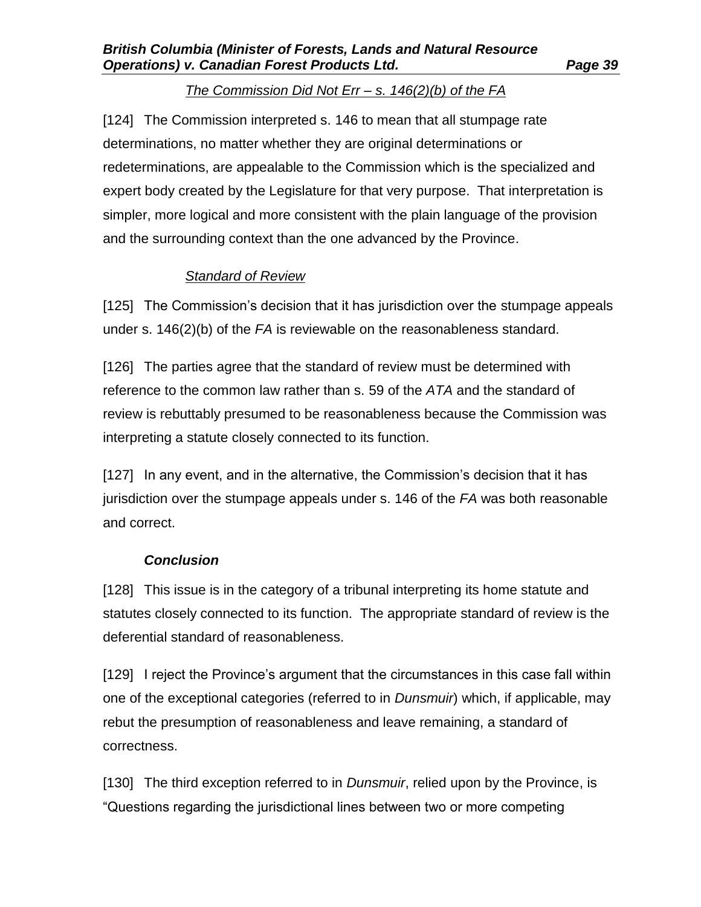*The Commission Did Not Err – s. 146(2)(b) of the FA*

[124] The Commission interpreted s. 146 to mean that all stumpage rate determinations, no matter whether they are original determinations or redeterminations, are appealable to the Commission which is the specialized and expert body created by the Legislature for that very purpose. That interpretation is simpler, more logical and more consistent with the plain language of the provision and the surrounding context than the one advanced by the Province.

*Standard of Review*

[125] The Commission's decision that it has jurisdiction over the stumpage appeals under s. 146(2)(b) of the *FA* is reviewable on the reasonableness standard.

[126] The parties agree that the standard of review must be determined with reference to the common law rather than s. 59 of the *ATA* and the standard of review is rebuttably presumed to be reasonableness because the Commission was interpreting a statute closely connected to its function.

[127] In any event, and in the alternative, the Commission's decision that it has jurisdiction over the stumpage appeals under s. 146 of the *FA* was both reasonable and correct.

***Conclusion***

[128] This issue is in the category of a tribunal interpreting its home statute and statutes closely connected to its function. The appropriate standard of review is the deferential standard of reasonableness.

[129] I reject the Province's argument that the circumstances in this case fall within one of the exceptional categories (referred to in *Dunsmuir*) which, if applicable, may rebut the presumption of reasonableness and leave remaining, a standard of correctness.

[130] The third exception referred to in *Dunsmuir*, relied upon by the Province, is "Questions regarding the jurisdictional lines between two or more competing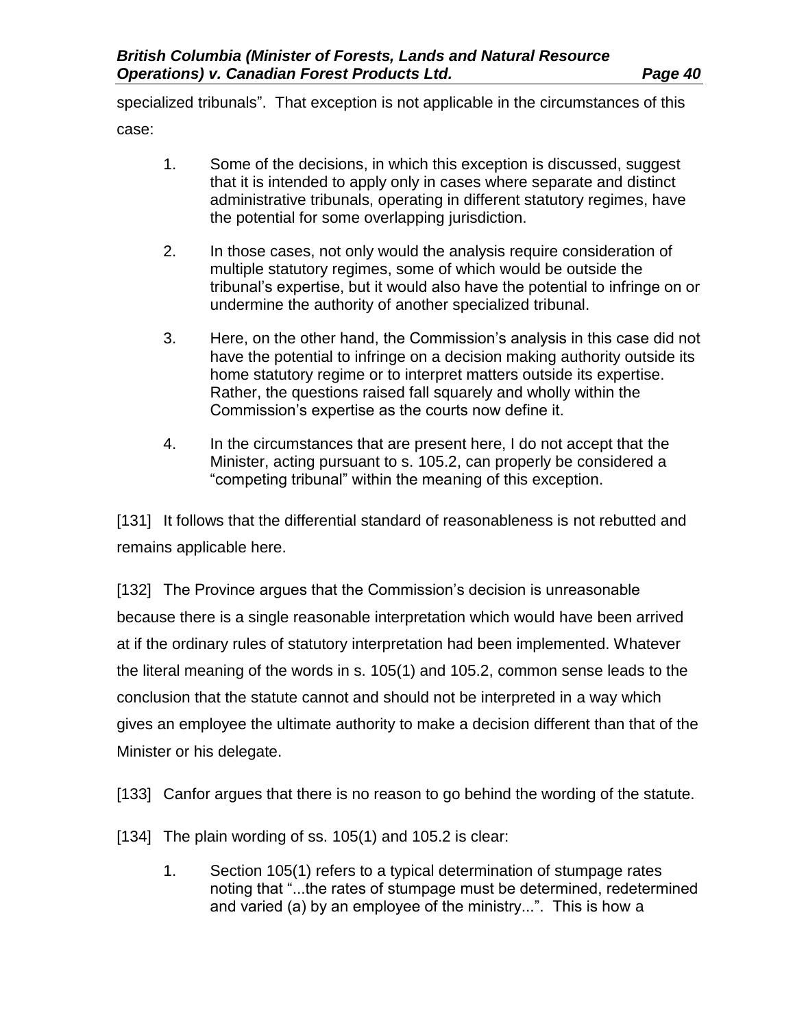specialized tribunals". That exception is not applicable in the circumstances of this case:

1. Some of the decisions, in which this exception is discussed, suggest that it is intended to apply only in cases where separate and distinct administrative tribunals, operating in different statutory regimes, have the potential for some overlapping jurisdiction.

2. In those cases, not only would the analysis require consideration of multiple statutory regimes, some of which would be outside the tribunal's expertise, but it would also have the potential to infringe on or undermine the authority of another specialized tribunal.

3. Here, on the other hand, the Commission's analysis in this case did not have the potential to infringe on a decision making authority outside its home statutory regime or to interpret matters outside its expertise. Rather, the questions raised fall squarely and wholly within the Commission's expertise as the courts now define it.

4. In the circumstances that are present here, I do not accept that the Minister, acting pursuant to s. 105.2, can properly be considered a "competing tribunal" within the meaning of this exception.

[131] It follows that the differential standard of reasonableness is not rebutted and remains applicable here.

[132] The Province argues that the Commission's decision is unreasonable because there is a single reasonable interpretation which would have been arrived at if the ordinary rules of statutory interpretation had been implemented. Whatever the literal meaning of the words in s. 105(1) and 105.2, common sense leads to the conclusion that the statute cannot and should not be interpreted in a way which gives an employee the ultimate authority to make a decision different than that of the Minister or his delegate.

[133] Canfor argues that there is no reason to go behind the wording of the statute.

[134] The plain wording of ss. 105(1) and 105.2 is clear:

1. Section 105(1) refers to a typical determination of stumpage rates noting that "...the rates of stumpage must be determined, redetermined and varied (a) by an employee of the ministry...". This is how a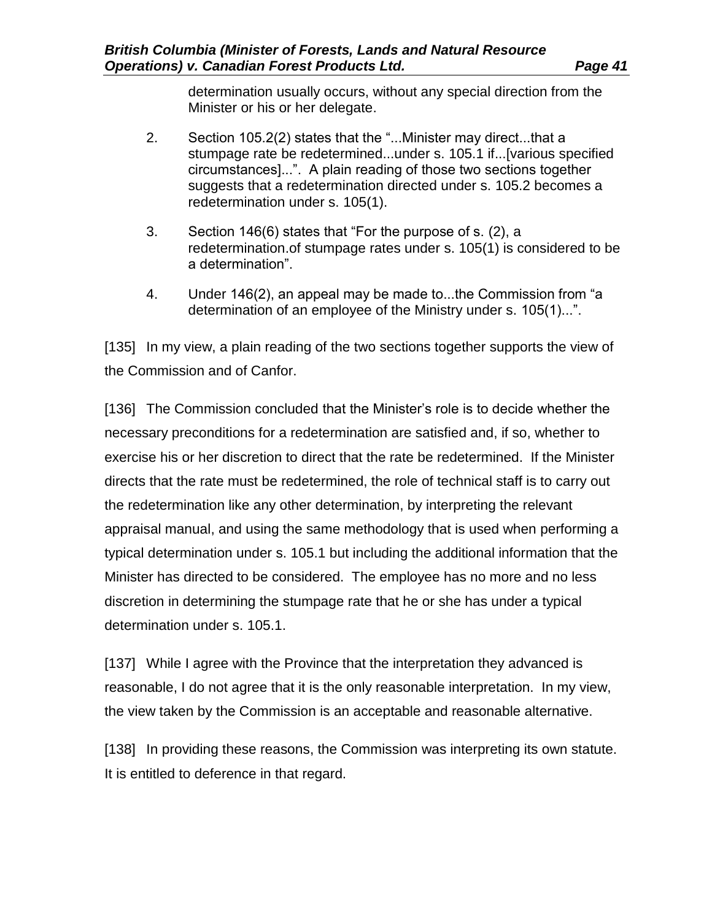determination usually occurs, without any special direction from the Minister or his or her delegate.

2. Section 105.2(2) states that the "...Minister may direct...that a stumpage rate be redetermined...under s. 105.1 if...[various specified circumstances]...". A plain reading of those two sections together suggests that a redetermination directed under s. 105.2 becomes a redetermination under s. 105(1).

3. Section 146(6) states that "For the purpose of s. (2), a redetermination.of stumpage rates under s. 105(1) is considered to be a determination".

4. Under 146(2), an appeal may be made to...the Commission from "a determination of an employee of the Ministry under s. 105(1)...".

[135] In my view, a plain reading of the two sections together supports the view of the Commission and of Canfor.

[136] The Commission concluded that the Minister's role is to decide whether the necessary preconditions for a redetermination are satisfied and, if so, whether to exercise his or her discretion to direct that the rate be redetermined. If the Minister directs that the rate must be redetermined, the role of technical staff is to carry out the redetermination like any other determination, by interpreting the relevant appraisal manual, and using the same methodology that is used when performing a typical determination under s. 105.1 but including the additional information that the Minister has directed to be considered. The employee has no more and no less discretion in determining the stumpage rate that he or she has under a typical determination under s. 105.1.

[137] While I agree with the Province that the interpretation they advanced is reasonable, I do not agree that it is the only reasonable interpretation. In my view, the view taken by the Commission is an acceptable and reasonable alternative.

[138] In providing these reasons, the Commission was interpreting its own statute. It is entitled to deference in that regard.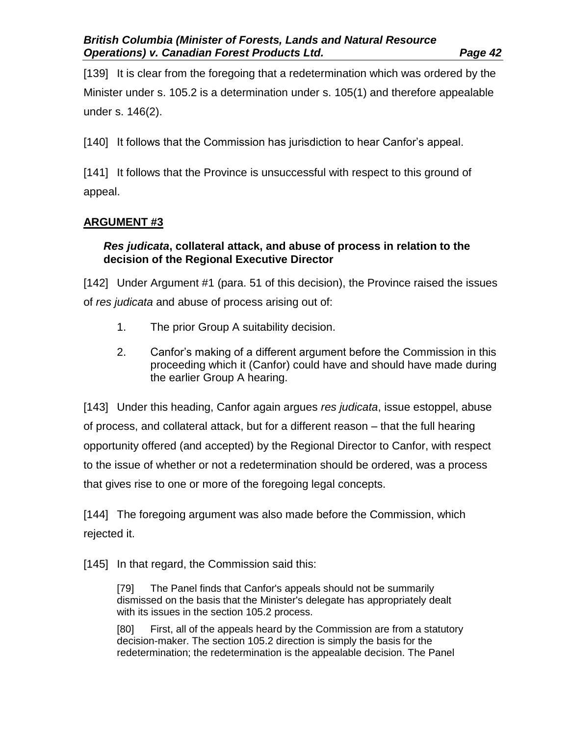[139] It is clear from the foregoing that a redetermination which was ordered by the Minister under s. 105.2 is a determination under s. 105(1) and therefore appealable under s. 146(2).

[140] It follows that the Commission has jurisdiction to hear Canfor's appeal.

[141] It follows that the Province is unsuccessful with respect to this ground of appeal.

## ARGUMENT #3

### *Res judicata*, collateral attack, and abuse of process in relation to the decision of the Regional Executive Director

[142] Under Argument #1 (para. 51 of this decision), the Province raised the issues of *res judicata* and abuse of process arising out of:

1. The prior Group A suitability decision.
2. Canfor's making of a different argument before the Commission in this proceeding which it (Canfor) could have and should have made during the earlier Group A hearing.

[143] Under this heading, Canfor again argues *res judicata*, issue estoppel, abuse of process, and collateral attack, but for a different reason – that the full hearing opportunity offered (and accepted) by the Regional Director to Canfor, with respect to the issue of whether or not a redetermination should be ordered, was a process that gives rise to one or more of the foregoing legal concepts.

[144] The foregoing argument was also made before the Commission, which rejected it.

[145] In that regard, the Commission said this:

> [79] The Panel finds that Canfor's appeals should not be summarily dismissed on the basis that the Minister's delegate has appropriately dealt with its issues in the section 105.2 process.
>
> [80] First, all of the appeals heard by the Commission are from a statutory decision-maker. The section 105.2 direction is simply the basis for the redetermination; the redetermination is the appealable decision. The Panel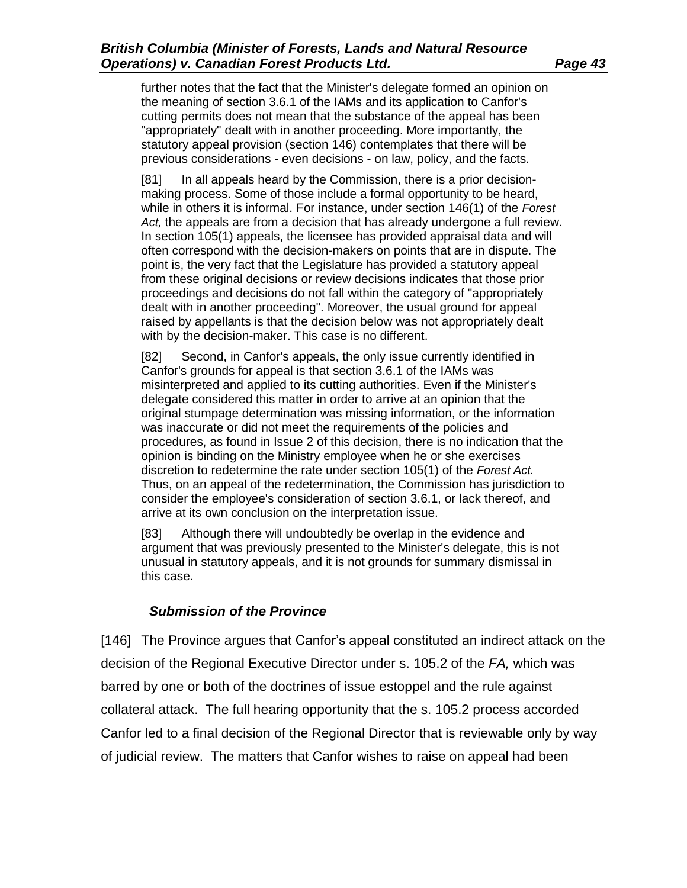further notes that the fact that the Minister's delegate formed an opinion on the meaning of section 3.6.1 of the IAMs and its application to Canfor's cutting permits does not mean that the substance of the appeal has been "appropriately" dealt with in another proceeding. More importantly, the statutory appeal provision (section 146) contemplates that there will be previous considerations - even decisions - on law, policy, and the facts.

> [81] In all appeals heard by the Commission, there is a prior decision-making process. Some of those include a formal opportunity to be heard, while in others it is informal. For instance, under section 146(1) of the *Forest Act,* the appeals are from a decision that has already undergone a full review. In section 105(1) appeals, the licensee has provided appraisal data and will often correspond with the decision-makers on points that are in dispute. The point is, the very fact that the Legislature has provided a statutory appeal from these original decisions or review decisions indicates that those prior proceedings and decisions do not fall within the category of "appropriately dealt with in another proceeding". Moreover, the usual ground for appeal raised by appellants is that the decision below was not appropriately dealt with by the decision-maker. This case is no different.
>
> [82] Second, in Canfor's appeals, the only issue currently identified in Canfor's grounds for appeal is that section 3.6.1 of the IAMs was misinterpreted and applied to its cutting authorities. Even if the Minister's delegate considered this matter in order to arrive at an opinion that the original stumpage determination was missing information, or the information was inaccurate or did not meet the requirements of the policies and procedures, as found in Issue 2 of this decision, there is no indication that the opinion is binding on the Ministry employee when he or she exercises discretion to redetermine the rate under section 105(1) of the *Forest Act.* Thus, on an appeal of the redetermination, the Commission has jurisdiction to consider the employee's consideration of section 3.6.1, or lack thereof, and arrive at its own conclusion on the interpretation issue.
>
> [83] Although there will undoubtedly be overlap in the evidence and argument that was previously presented to the Minister's delegate, this is not unusual in statutory appeals, and it is not grounds for summary dismissal in this case.

### *Submission of the Province*

[146] The Province argues that Canfor's appeal constituted an indirect attack on the decision of the Regional Executive Director under s. 105.2 of the *FA,* which was barred by one or both of the doctrines of issue estoppel and the rule against collateral attack. The full hearing opportunity that the s. 105.2 process accorded Canfor led to a final decision of the Regional Director that is reviewable only by way of judicial review. The matters that Canfor wishes to raise on appeal had been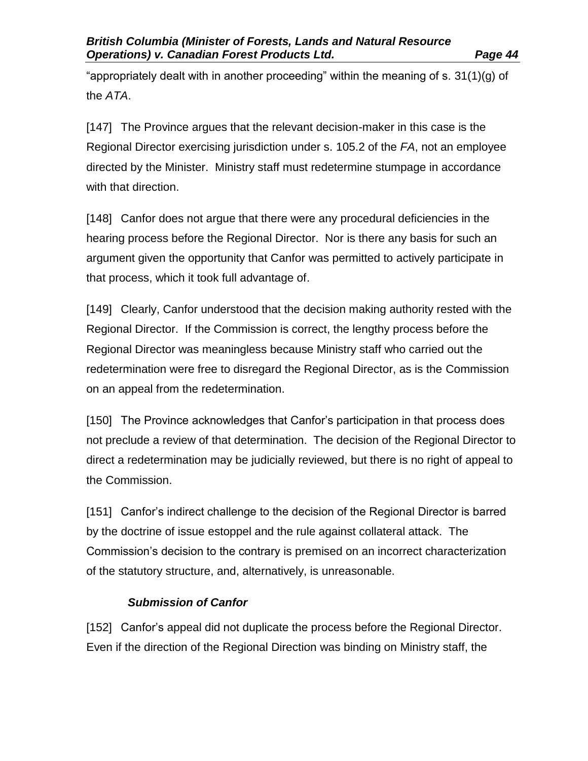"appropriately dealt with in another proceeding" within the meaning of s. 31(1)(g) of the *ATA*.

[147] The Province argues that the relevant decision-maker in this case is the Regional Director exercising jurisdiction under s. 105.2 of the *FA*, not an employee directed by the Minister. Ministry staff must redetermine stumpage in accordance with that direction.

[148] Canfor does not argue that there were any procedural deficiencies in the hearing process before the Regional Director. Nor is there any basis for such an argument given the opportunity that Canfor was permitted to actively participate in that process, which it took full advantage of.

[149] Clearly, Canfor understood that the decision making authority rested with the Regional Director. If the Commission is correct, the lengthy process before the Regional Director was meaningless because Ministry staff who carried out the redetermination were free to disregard the Regional Director, as is the Commission on an appeal from the redetermination.

[150] The Province acknowledges that Canfor's participation in that process does not preclude a review of that determination. The decision of the Regional Director to direct a redetermination may be judicially reviewed, but there is no right of appeal to the Commission.

[151] Canfor's indirect challenge to the decision of the Regional Director is barred by the doctrine of issue estoppel and the rule against collateral attack. The Commission's decision to the contrary is premised on an incorrect characterization of the statutory structure, and, alternatively, is unreasonable.

***Submission of Canfor***

[152] Canfor's appeal did not duplicate the process before the Regional Director. Even if the direction of the Regional Direction was binding on Ministry staff, the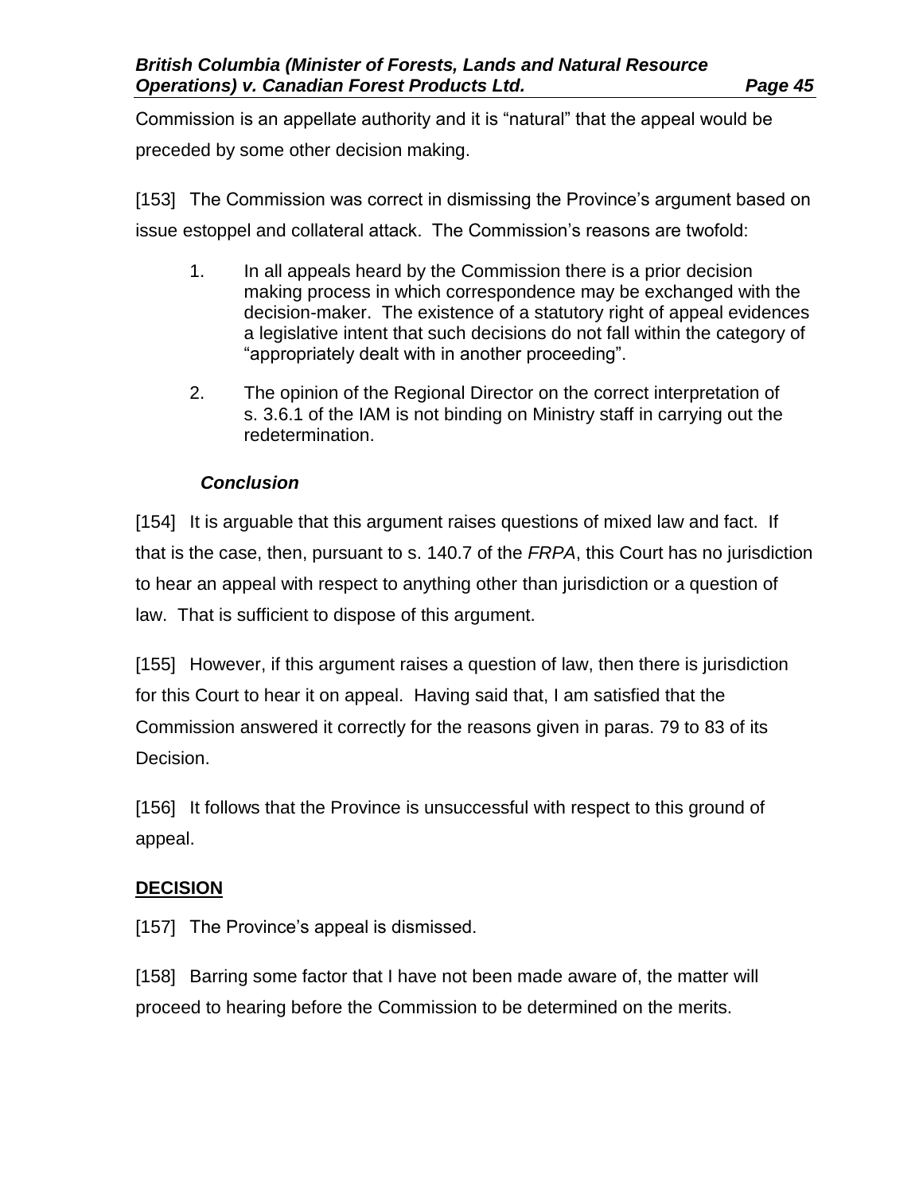Commission is an appellate authority and it is "natural" that the appeal would be preceded by some other decision making.

[153] The Commission was correct in dismissing the Province's argument based on issue estoppel and collateral attack. The Commission's reasons are twofold:

1. In all appeals heard by the Commission there is a prior decision making process in which correspondence may be exchanged with the decision-maker. The existence of a statutory right of appeal evidences a legislative intent that such decisions do not fall within the category of "appropriately dealt with in another proceeding".
2. The opinion of the Regional Director on the correct interpretation of s. 3.6.1 of the IAM is not binding on Ministry staff in carrying out the redetermination.

### *Conclusion*

[154] It is arguable that this argument raises questions of mixed law and fact. If that is the case, then, pursuant to s. 140.7 of the *FRPA*, this Court has no jurisdiction to hear an appeal with respect to anything other than jurisdiction or a question of law. That is sufficient to dispose of this argument.

[155] However, if this argument raises a question of law, then there is jurisdiction for this Court to hear it on appeal. Having said that, I am satisfied that the Commission answered it correctly for the reasons given in paras. 79 to 83 of its Decision.

[156] It follows that the Province is unsuccessful with respect to this ground of appeal.

## **DECISION**

[157] The Province's appeal is dismissed.

[158] Barring some factor that I have not been made aware of, the matter will proceed to hearing before the Commission to be determined on the merits.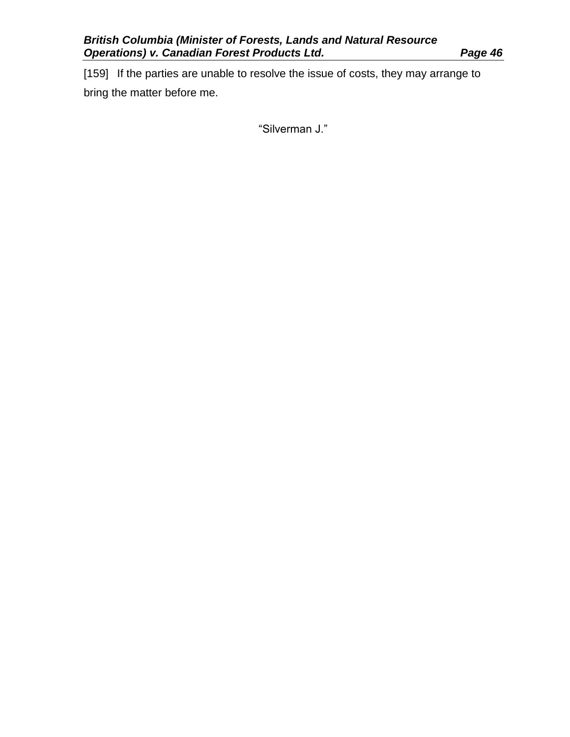[159] If the parties are unable to resolve the issue of costs, they may arrange to bring the matter before me.

"Silverman J."